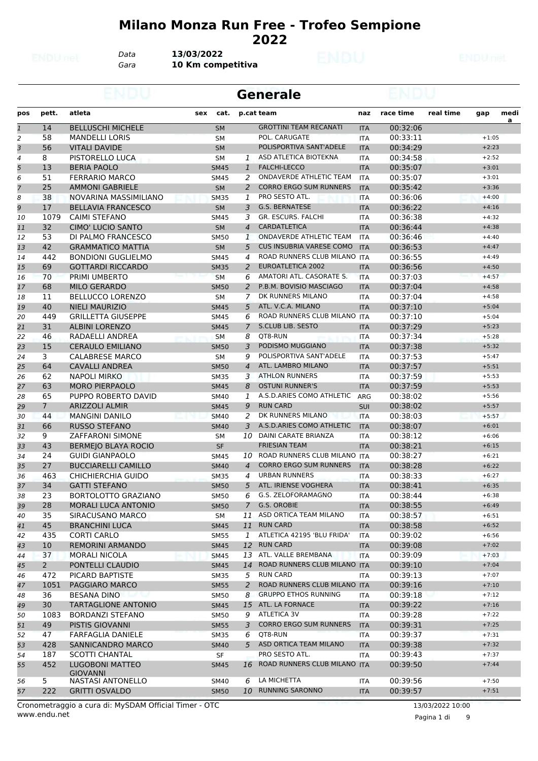# Milano Monza Run Free - Trofeo Sempione 2022

*Data* **13/03/2022**
*Gara* **10 Km competitiva**

## Generale

| pos | pett. | atleta | sex | cat. | p.cat | team | naz | race time | real time | gap | media |
|---|---|---|---|---|---|---|---|---|---|---|---|
| 1 | 14 | BELLUSCHI MICHELE | | SM | | GROTTINI TEAM RECANATI | ITA | 00:32:06 | | | |
| 2 | 58 | MANDELLI LORIS | | SM | | POL. CARUGATE | ITA | 00:33:11 | | +1:05 | |
| 3 | 56 | VITALI DAVIDE | | SM | | POLISPORTIVA SANT'ADELE | ITA | 00:34:29 | | +2:23 | |
| 4 | 8 | PISTORELLO LUCA | | SM | 1 | ASD ATLETICA BIOTEKNA | ITA | 00:34:58 | | +2:52 | |
| 5 | 13 | BERIA PAOLO | | SM45 | 1 | FALCHI-LECCO | ITA | 00:35:07 | | +3:01 | |
| 6 | 51 | FERRARIO MARCO | | SM45 | 2 | ONDAVERDE ATHLETIC TEAM | ITA | 00:35:07 | | +3:01 | |
| 7 | 25 | AMMONI GABRIELE | | SM | 2 | CORRO ERGO SUM RUNNERS | ITA | 00:35:42 | | +3:36 | |
| 8 | 38 | NOVARINA MASSIMILIANO | | SM35 | 1 | PRO SESTO ATL. | ITA | 00:36:06 | | +4:00 | |
| 9 | 17 | BELLAVIA FRANCESCO | | SM | 3 | G.S. BERNATESE | ITA | 00:36:22 | | +4:16 | |
| 10 | 1079 | CAIMI STEFANO | | SM45 | 3 | GR. ESCURS. FALCHI | ITA | 00:36:38 | | +4:32 | |
| 11 | 32 | CIMO' LUCIO SANTO | | SM | 4 | CARDATLETICA | ITA | 00:36:44 | | +4:38 | |
| 12 | 53 | DI PALMO FRANCESCO | | SM50 | 1 | ONDAVERDE ATHLETIC TEAM | ITA | 00:36:46 | | +4:40 | |
| 13 | 42 | GRAMMATICO MATTIA | | SM | 5 | CUS INSUBRIA VARESE COMO | ITA | 00:36:53 | | +4:47 | |
| 14 | 442 | BONDIONI GUGLIELMO | | SM45 | 4 | ROAD RUNNERS CLUB MILANO | ITA | 00:36:55 | | +4:49 | |
| 15 | 69 | GOTTARDI RICCARDO | | SM35 | 2 | EUROATLETICA 2002 | ITA | 00:36:56 | | +4:50 | |
| 16 | 70 | PRIMI UMBERTO | | SM | 6 | AMATORI ATL. CASORATE S. | ITA | 00:37:03 | | +4:57 | |
| 17 | 68 | MILO GERARDO | | SM50 | 2 | P.B.M. BOVISIO MASCIAGO | ITA | 00:37:04 | | +4:58 | |
| 18 | 11 | BELLUCCO LORENZO | | SM | 7 | DK RUNNERS MILANO | ITA | 00:37:04 | | +4:58 | |
| 19 | 40 | NIELI MAURIZIO | | SM45 | 5 | ATL. V.C.A. MILANO | ITA | 00:37:10 | | +5:04 | |
| 20 | 449 | GRILLETTA GIUSEPPE | | SM45 | 6 | ROAD RUNNERS CLUB MILANO | ITA | 00:37:10 | | +5:04 | |
| 21 | 31 | ALBINI LORENZO | | SM45 | 7 | S.CLUB LIB. SESTO | ITA | 00:37:29 | | +5:23 | |
| 22 | 46 | RADAELLI ANDREA | | SM | 8 | QT8-RUN | ITA | 00:37:34 | | +5:28 | |
| 23 | 15 | CERAULO EMILIANO | | SM50 | 3 | PODISMO MUGGIANO | ITA | 00:37:38 | | +5:32 | |
| 24 | 3 | CALABRESE MARCO | | SM | 9 | POLISPORTIVA SANT'ADELE | ITA | 00:37:53 | | +5:47 | |
| 25 | 64 | CAVALLI ANDREA | | SM50 | 4 | ATL. LAMBRO MILANO | ITA | 00:37:57 | | +5:51 | |
| 26 | 62 | NAPOLI MIRKO | | SM35 | 3 | ATHLON RUNNERS | ITA | 00:37:59 | | +5:53 | |
| 27 | 63 | MORO PIERPAOLO | | SM45 | 8 | OSTUNI RUNNER'S | ITA | 00:37:59 | | +5:53 | |
| 28 | 65 | PUPPO ROBERTO DAVID | | SM40 | 1 | A.S.D.ARIES COMO ATHLETIC | ARG | 00:38:02 | | +5:56 | |
| 29 | 7 | ARIZZOLI ALMIR | | SM45 | 9 | RUN CARD | SUI | 00:38:02 | | +5:57 | |
| 30 | 44 | MANGINI DANILO | | SM40 | 2 | DK RUNNERS MILANO | ITA | 00:38:03 | | +5:57 | |
| 31 | 66 | RUSSO STEFANO | | SM40 | 3 | A.S.D.ARIES COMO ATHLETIC | ITA | 00:38:07 | | +6:01 | |
| 32 | 9 | ZAFFARONI SIMONE | | SM | 10 | DAINI CARATE BRIANZA | ITA | 00:38:12 | | +6:06 | |
| 33 | 43 | BERMEJO BLAYA ROCIO | | SF | | FRIESIAN TEAM | ITA | 00:38:21 | | +6:15 | |
| 34 | 24 | GUIDI GIANPAOLO | | SM45 | 10 | ROAD RUNNERS CLUB MILANO | ITA | 00:38:27 | | +6:21 | |
| 35 | 27 | BUCCIARELLI CAMILLO | | SM40 | 4 | CORRO ERGO SUM RUNNERS | ITA | 00:38:28 | | +6:22 | |
| 36 | 463 | CHICHIERCHIA GUIDO | | SM35 | 4 | URBAN RUNNERS | ITA | 00:38:33 | | +6:27 | |
| 37 | 34 | GATTI STEFANO | | SM50 | 5 | ATL. IRIENSE VOGHERA | ITA | 00:38:41 | | +6:35 | |
| 38 | 23 | BORTOLOTTO GRAZIANO | | SM50 | 6 | G.S. ZELOFORAMAGNO | ITA | 00:38:44 | | +6:38 | |
| 39 | 28 | MORALI LUCA ANTONIO | | SM50 | 7 | G.S. OROBIE | ITA | 00:38:55 | | +6:49 | |
| 40 | 35 | SIRACUSANO MARCO | | SM | 11 | ASD ORTICA TEAM MILANO | ITA | 00:38:57 | | +6:51 | |
| 41 | 45 | BRANCHINI LUCA | | SM45 | 11 | RUN CARD | ITA | 00:38:58 | | +6:52 | |
| 42 | 435 | CORTI CARLO | | SM55 | 1 | ATLETICA 42195 'BLU FRIDA' | ITA | 00:39:02 | | +6:56 | |
| 43 | 10 | REMORINI ARMANDO | | SM45 | 12 | RUN CARD | ITA | 00:39:08 | | +7:02 | |
| 44 | 37 | MORALI NICOLA | | SM45 | 13 | ATL. VALLE BREMBANA | ITA | 00:39:09 | | +7:03 | |
| 45 | 2 | PONTELLI CLAUDIO | | SM45 | 14 | ROAD RUNNERS CLUB MILANO | ITA | 00:39:10 | | +7:04 | |
| 46 | 472 | PICARD BAPTISTE | | SM35 | 5 | RUN CARD | ITA | 00:39:13 | | +7:07 | |
| 47 | 1051 | PAGGIARO MARCO | | SM55 | 2 | ROAD RUNNERS CLUB MILANO | ITA | 00:39:16 | | +7:10 | |
| 48 | 36 | BESANA DINO | | SM50 | 8 | GRUPPO ETHOS RUNNING | ITA | 00:39:18 | | +7:12 | |
| 49 | 30 | TARTAGLIONE ANTONIO | | SM45 | 15 | ATL. LA FORNACE | ITA | 00:39:22 | | +7:16 | |
| 50 | 1083 | BORDANZI STEFANO | | SM50 | 9 | ATLETICA 3V | ITA | 00:39:28 | | +7:22 | |
| 51 | 49 | PISTIS GIOVANNI | | SM55 | 3 | CORRO ERGO SUM RUNNERS | ITA | 00:39:31 | | +7:25 | |
| 52 | 47 | FARFAGLIA DANIELE | | SM35 | 6 | QT8-RUN | ITA | 00:39:37 | | +7:31 | |
| 53 | 428 | SANNICANDRO MARCO | | SM40 | 5 | ASD ORTICA TEAM MILANO | ITA | 00:39:38 | | +7:32 | |
| 54 | 187 | SCOTTI CHANTAL | | SF | | PRO SESTO ATL. | ITA | 00:39:43 | | +7:37 | |
| 55 | 452 | LUGOBONI MATTEO GIOVANNI | | SM45 | 16 | ROAD RUNNERS CLUB MILANO | ITA | 00:39:50 | | +7:44 | |
| 56 | 5 | NASTASI ANTONELLO | | SM40 | 6 | LA MICHETTA | ITA | 00:39:56 | | +7:50 | |
| 57 | 222 | GRITTI OSVALDO | | SM50 | 10 | RUNNING SARONNO | ITA | 00:39:57 | | +7:51 | |

Cronometraggio a cura di: MySDAM Official Timer - OTC
www.endu.net
13/03/2022 10:00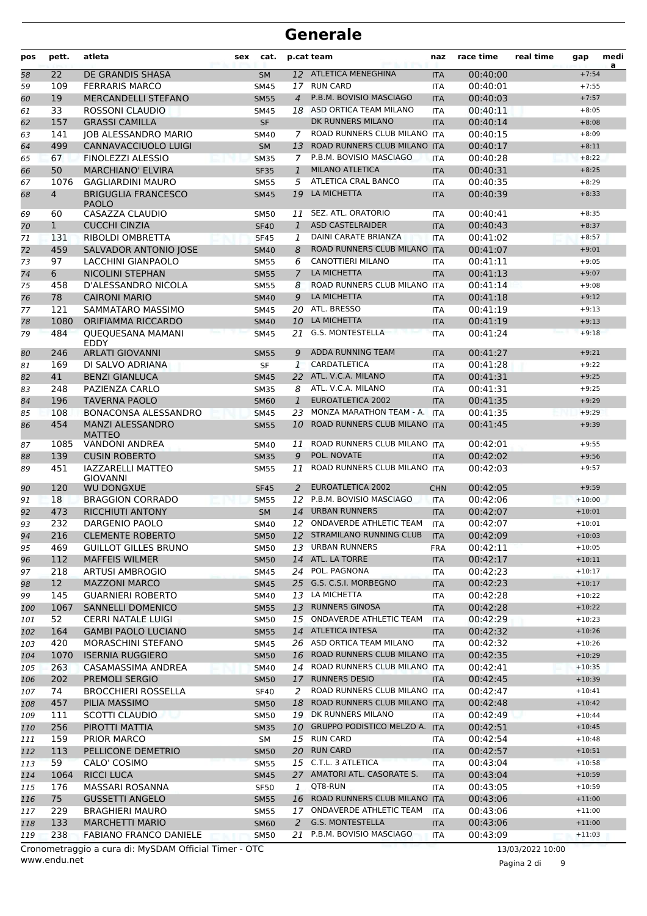# Generale

| pos | pett. | atleta | sex | cat. | p.cat | team | naz | race time | real time | gap | media |
|---|---|---|---|---|---|---|---|---|---|---|---|
| 58 | 22 | DE GRANDIS SHASA | | SM | 12 | ATLETICA MENEGHINA | ITA | 00:40:00 | | +7:54 | |
| 59 | 109 | FERRARIS MARCO | | SM45 | 17 | RUN CARD | ITA | 00:40:01 | | +7:55 | |
| 60 | 19 | MERCANDELLI STEFANO | | SM55 | 4 | P.B.M. BOVISIO MASCIAGO | ITA | 00:40:03 | | +7:57 | |
| 61 | 33 | ROSSONI CLAUDIO | | SM45 | 18 | ASD ORTICA TEAM MILANO | ITA | 00:40:11 | | +8:05 | |
| 62 | 157 | GRASSI CAMILLA | | SF | | DK RUNNERS MILANO | ITA | 00:40:14 | | +8:08 | |
| 63 | 141 | JOB ALESSANDRO MARIO | | SM40 | 7 | ROAD RUNNERS CLUB MILANO | ITA | 00:40:15 | | +8:09 | |
| 64 | 499 | CANNAVACCIUOLO LUIGI | | SM | 13 | ROAD RUNNERS CLUB MILANO | ITA | 00:40:17 | | +8:11 | |
| 65 | 67 | FINOLEZZI ALESSIO | | SM35 | 7 | P.B.M. BOVISIO MASCIAGO | ITA | 00:40:28 | | +8:22 | |
| 66 | 50 | MARCHIANO' ELVIRA | | SF35 | 1 | MILANO ATLETICA | ITA | 00:40:31 | | +8:25 | |
| 67 | 1076 | GAGLIARDINI MAURO | | SM55 | 5 | ATLETICA CRAL BANCO | ITA | 00:40:35 | | +8:29 | |
| 68 | 4 | BRIGUGLIA FRANCESCO PAOLO | | SM45 | 19 | LA MICHETTA | ITA | 00:40:39 | | +8:33 | |
| 69 | 60 | CASAZZA CLAUDIO | | SM50 | 11 | SEZ. ATL. ORATORIO | ITA | 00:40:41 | | +8:35 | |
| 70 | 1 | CUCCHI CINZIA | | SF40 | 1 | ASD CASTELRAIDER | ITA | 00:40:43 | | +8:37 | |
| 71 | 131 | RIBOLDI OMBRETTA | | SF45 | 1 | DAINI CARATE BRIANZA | ITA | 00:41:02 | | +8:57 | |
| 72 | 459 | SALVADOR ANTONIO JOSE | | SM40 | 8 | ROAD RUNNERS CLUB MILANO | ITA | 00:41:07 | | +9:01 | |
| 73 | 97 | LACCHINI GIANPAOLO | | SM55 | 6 | CANOTTIERI MILANO | ITA | 00:41:11 | | +9:05 | |
| 74 | 6 | NICOLINI STEPHAN | | SM55 | 7 | LA MICHETTA | ITA | 00:41:13 | | +9:07 | |
| 75 | 458 | D'ALESSANDRO NICOLA | | SM55 | 8 | ROAD RUNNERS CLUB MILANO | ITA | 00:41:14 | | +9:08 | |
| 76 | 78 | CAIRONI MARIO | | SM40 | 9 | LA MICHETTA | ITA | 00:41:18 | | +9:12 | |
| 77 | 121 | SAMMATARO MASSIMO | | SM45 | 20 | ATL. BRESSO | ITA | 00:41:19 | | +9:13 | |
| 78 | 1080 | ORIFIAMMA RICCARDO | | SM40 | 10 | LA MICHETTA | ITA | 00:41:19 | | +9:13 | |
| 79 | 484 | QUEQUESANA MAMANI EDDY | | SM45 | 21 | G.S. MONTESTELLA | ITA | 00:41:24 | | +9:18 | |
| 80 | 246 | ARLATI GIOVANNI | | SM55 | 9 | ADDA RUNNING TEAM | ITA | 00:41:27 | | +9:21 | |
| 81 | 169 | DI SALVO ADRIANA | | SF | 1 | CARDATLETICA | ITA | 00:41:28 | | +9:22 | |
| 82 | 41 | BENZI GIANLUCA | | SM45 | 22 | ATL. V.C.A. MILANO | ITA | 00:41:31 | | +9:25 | |
| 83 | 248 | PAZIENZA CARLO | | SM35 | 8 | ATL. V.C.A. MILANO | ITA | 00:41:31 | | +9:25 | |
| 84 | 196 | TAVERNA PAOLO | | SM60 | 1 | EUROATLETICA 2002 | ITA | 00:41:35 | | +9:29 | |
| 85 | 108 | BONACONSA ALESSANDRO | | SM45 | 23 | MONZA MARATHON TEAM - A. | ITA | 00:41:35 | | +9:29 | |
| 86 | 454 | MANZI ALESSANDRO MATTEO | | SM55 | 10 | ROAD RUNNERS CLUB MILANO | ITA | 00:41:45 | | +9:39 | |
| 87 | 1085 | VANDONI ANDREA | | SM40 | 11 | ROAD RUNNERS CLUB MILANO | ITA | 00:42:01 | | +9:55 | |
| 88 | 139 | CUSIN ROBERTO | | SM35 | 9 | POL. NOVATE | ITA | 00:42:02 | | +9:56 | |
| 89 | 451 | IAZZARELLI MATTEO GIOVANNI | | SM55 | 11 | ROAD RUNNERS CLUB MILANO | ITA | 00:42:03 | | +9:57 | |
| 90 | 120 | WU DONGXUE | | SF45 | 2 | EUROATLETICA 2002 | CHN | 00:42:05 | | +9:59 | |
| 91 | 18 | BRAGGION CORRADO | | SM55 | 12 | P.B.M. BOVISIO MASCIAGO | ITA | 00:42:06 | | +10:00 | |
| 92 | 473 | RICCHIUTI ANTONY | | SM | 14 | URBAN RUNNERS | ITA | 00:42:07 | | +10:01 | |
| 93 | 232 | DARGENIO PAOLO | | SM40 | 12 | ONDAVERDE ATHLETIC TEAM | ITA | 00:42:07 | | +10:01 | |
| 94 | 216 | CLEMENTE ROBERTO | | SM50 | 12 | STRAMILANO RUNNING CLUB | ITA | 00:42:09 | | +10:03 | |
| 95 | 469 | GUILLOT GILLES BRUNO | | SM50 | 13 | URBAN RUNNERS | FRA | 00:42:11 | | +10:05 | |
| 96 | 112 | MAFFEIS WILMER | | SM50 | 14 | ATL. LA TORRE | ITA | 00:42:17 | | +10:11 | |
| 97 | 218 | ARTUSI AMBROGIO | | SM45 | 24 | POL. PAGNONA | ITA | 00:42:23 | | +10:17 | |
| 98 | 12 | MAZZONI MARCO | | SM45 | 25 | G.S. C.S.I. MORBEGNO | ITA | 00:42:23 | | +10:17 | |
| 99 | 145 | GUARNIERI ROBERTO | | SM40 | 13 | LA MICHETTA | ITA | 00:42:28 | | +10:22 | |
| 100 | 1067 | SANNELLI DOMENICO | | SM55 | 13 | RUNNERS GINOSA | ITA | 00:42:28 | | +10:22 | |
| 101 | 52 | CERRI NATALE LUIGI | | SM50 | 15 | ONDAVERDE ATHLETIC TEAM | ITA | 00:42:29 | | +10:23 | |
| 102 | 164 | GAMBI PAOLO LUCIANO | | SM55 | 14 | ATLETICA INTESA | ITA | 00:42:32 | | +10:26 | |
| 103 | 420 | MORASCHINI STEFANO | | SM45 | 26 | ASD ORTICA TEAM MILANO | ITA | 00:42:32 | | +10:26 | |
| 104 | 1070 | ISERNIA RUGGIERO | | SM50 | 16 | ROAD RUNNERS CLUB MILANO | ITA | 00:42:35 | | +10:29 | |
| 105 | 263 | CASAMASSIMA ANDREA | | SM40 | 14 | ROAD RUNNERS CLUB MILANO | ITA | 00:42:41 | | +10:35 | |
| 106 | 202 | PREMOLI SERGIO | | SM50 | 17 | RUNNERS DESIO | ITA | 00:42:45 | | +10:39 | |
| 107 | 74 | BROCCHIERI ROSSELLA | | SF40 | 2 | ROAD RUNNERS CLUB MILANO | ITA | 00:42:47 | | +10:41 | |
| 108 | 457 | PILIA MASSIMO | | SM50 | 18 | ROAD RUNNERS CLUB MILANO | ITA | 00:42:48 | | +10:42 | |
| 109 | 111 | SCOTTI CLAUDIO | | SM50 | 19 | DK RUNNERS MILANO | ITA | 00:42:49 | | +10:44 | |
| 110 | 256 | PIROTTI MATTIA | | SM35 | 10 | GRUPPO PODISTICO MELZO A. | ITA | 00:42:51 | | +10:45 | |
| 111 | 159 | PRIOR MARCO | | SM | 15 | RUN CARD | ITA | 00:42:54 | | +10:48 | |
| 112 | 113 | PELLICONE DEMETRIO | | SM50 | 20 | RUN CARD | ITA | 00:42:57 | | +10:51 | |
| 113 | 59 | CALO' COSIMO | | SM55 | 15 | C.T.L. 3 ATLETICA | ITA | 00:43:04 | | +10:58 | |
| 114 | 1064 | RICCI LUCA | | SM45 | 27 | AMATORI ATL. CASORATE S. | ITA | 00:43:04 | | +10:59 | |
| 115 | 176 | MASSARI ROSANNA | | SF50 | 1 | QT8-RUN | ITA | 00:43:05 | | +10:59 | |
| 116 | 75 | GUSSETTI ANGELO | | SM55 | 16 | ROAD RUNNERS CLUB MILANO | ITA | 00:43:06 | | +11:00 | |
| 117 | 229 | BRAGHIERI MAURO | | SM55 | 17 | ONDAVERDE ATHLETIC TEAM | ITA | 00:43:06 | | +11:00 | |
| 118 | 133 | MARCHETTI MARIO | | SM60 | 2 | G.S. MONTESTELLA | ITA | 00:43:06 | | +11:00 | |
| 119 | 238 | FABIANO FRANCO DANIELE | | SM50 | 21 | P.B.M. BOVISIO MASCIAGO | ITA | 00:43:09 | | +11:03 | |

Cronometraggio a cura di: MySDAM Official Timer - OTC

www.endu.net

13/03/2022 10:00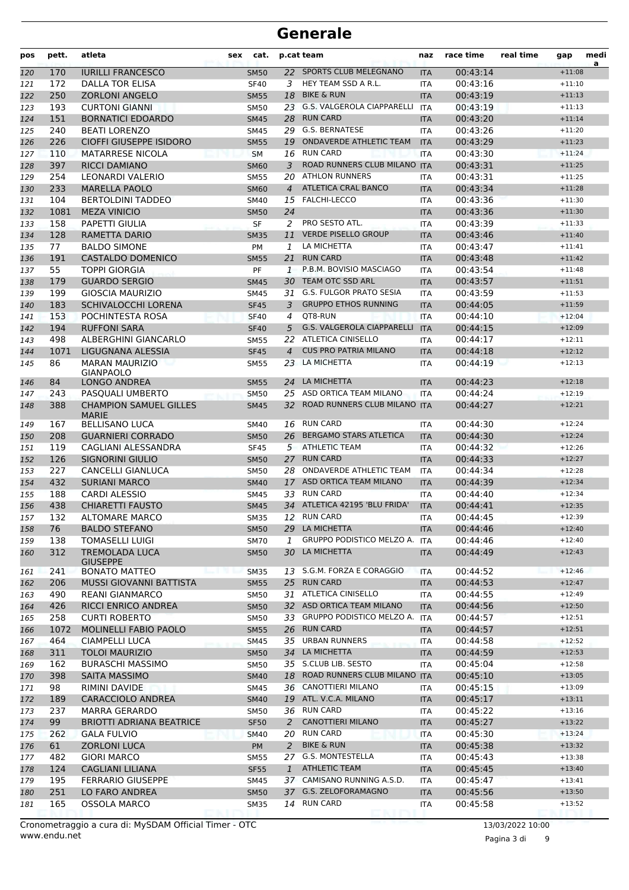# Generale

| pos | pett. | atleta | sex | cat. | p.cat | team | naz | race time | real time | gap | media |
|---|---|---|---|---|---|---|---|---|---|---|---|
| 120 | 170 | IURILLI FRANCESCO | | SM50 | 22 | SPORTS CLUB MELEGNANO | ITA | 00:43:14 | | +11:08 | |
| 121 | 172 | DALLA TOR ELISA | | SF40 | 3 | HEY TEAM SSD A R.L. | ITA | 00:43:16 | | +11:10 | |
| 122 | 250 | ZORLONI ANGELO | | SM55 | 18 | BIKE & RUN | ITA | 00:43:19 | | +11:13 | |
| 123 | 193 | CURTONI GIANNI | | SM50 | 23 | G.S. VALGEROLA CIAPPARELLI | ITA | 00:43:19 | | +11:13 | |
| 124 | 151 | BORNATICI EDOARDO | | SM45 | 28 | RUN CARD | ITA | 00:43:20 | | +11:14 | |
| 125 | 240 | BEATI LORENZO | | SM45 | 29 | G.S. BERNATESE | ITA | 00:43:26 | | +11:20 | |
| 126 | 226 | CIOFFI GIUSEPPE ISIDORO | | SM55 | 19 | ONDAVERDE ATHLETIC TEAM | ITA | 00:43:29 | | +11:23 | |
| 127 | 110 | MATARRESE NICOLA | | SM | 16 | RUN CARD | ITA | 00:43:30 | | +11:24 | |
| 128 | 397 | RICCI DAMIANO | | SM60 | 3 | ROAD RUNNERS CLUB MILANO | ITA | 00:43:31 | | +11:25 | |
| 129 | 254 | LEONARDI VALERIO | | SM55 | 20 | ATHLON RUNNERS | ITA | 00:43:31 | | +11:25 | |
| 130 | 233 | MARELLA PAOLO | | SM60 | 4 | ATLETICA CRAL BANCO | ITA | 00:43:34 | | +11:28 | |
| 131 | 104 | BERTOLDINI TADDEO | | SM40 | 15 | FALCHI-LECCO | ITA | 00:43:36 | | +11:30 | |
| 132 | 1081 | MEZA VINICIO | | SM50 | 24 | | ITA | 00:43:36 | | +11:30 | |
| 133 | 158 | PAPETTI GIULIA | | SF | 2 | PRO SESTO ATL. | ITA | 00:43:39 | | +11:33 | |
| 134 | 128 | RAMETTA DARIO | | SM35 | 11 | VERDE PISELLO GROUP | ITA | 00:43:46 | | +11:40 | |
| 135 | 77 | BALDO SIMONE | | PM | 1 | LA MICHETTA | ITA | 00:43:47 | | +11:41 | |
| 136 | 191 | CASTALDO DOMENICO | | SM55 | 21 | RUN CARD | ITA | 00:43:48 | | +11:42 | |
| 137 | 55 | TOPPI GIORGIA | | PF | 1 | P.B.M. BOVISIO MASCIAGO | ITA | 00:43:54 | | +11:48 | |
| 138 | 179 | GUARDO SERGIO | | SM45 | 30 | TEAM OTC SSD ARL | ITA | 00:43:57 | | +11:51 | |
| 139 | 199 | GIOSCIA MAURIZIO | | SM45 | 31 | G.S. FULGOR PRATO SESIA | ITA | 00:43:59 | | +11:53 | |
| 140 | 183 | SCHIVALOCCHI LORENA | | SF45 | 3 | GRUPPO ETHOS RUNNING | ITA | 00:44:05 | | +11:59 | |
| 141 | 153 | POCHINTESTA ROSA | | SF40 | 4 | QT8-RUN | ITA | 00:44:10 | | +12:04 | |
| 142 | 194 | RUFFONI SARA | | SF40 | 5 | G.S. VALGEROLA CIAPPARELLI | ITA | 00:44:15 | | +12:09 | |
| 143 | 498 | ALBERGHINI GIANCARLO | | SM55 | 22 | ATLETICA CINISELLO | ITA | 00:44:17 | | +12:11 | |
| 144 | 1071 | LIGUGNANA ALESSIA | | SF45 | 4 | CUS PRO PATRIA MILANO | ITA | 00:44:18 | | +12:12 | |
| 145 | 86 | MARAN MAURIZIO GIANPAOLO | | SM55 | 23 | LA MICHETTA | ITA | 00:44:19 | | +12:13 | |
| 146 | 84 | LONGO ANDREA | | SM55 | 24 | LA MICHETTA | ITA | 00:44:23 | | +12:18 | |
| 147 | 243 | PASQUALI UMBERTO | | SM50 | 25 | ASD ORTICA TEAM MILANO | ITA | 00:44:24 | | +12:19 | |
| 148 | 388 | CHAMPION SAMUEL GILLES MARIE | | SM45 | 32 | ROAD RUNNERS CLUB MILANO | ITA | 00:44:27 | | +12:21 | |
| 149 | 167 | BELLISANO LUCA | | SM40 | 16 | RUN CARD | ITA | 00:44:30 | | +12:24 | |
| 150 | 208 | GUARNIERI CORRADO | | SM50 | 26 | BERGAMO STARS ATLETICA | ITA | 00:44:30 | | +12:24 | |
| 151 | 119 | CAGLIANI ALESSANDRA | | SF45 | 5 | ATHLETIC TEAM | ITA | 00:44:32 | | +12:26 | |
| 152 | 126 | SIGNORINI GIULIO | | SM50 | 27 | RUN CARD | ITA | 00:44:33 | | +12:27 | |
| 153 | 227 | CANCELLI GIANLUCA | | SM50 | 28 | ONDAVERDE ATHLETIC TEAM | ITA | 00:44:34 | | +12:28 | |
| 154 | 432 | SURIANI MARCO | | SM40 | 17 | ASD ORTICA TEAM MILANO | ITA | 00:44:39 | | +12:34 | |
| 155 | 188 | CARDI ALESSIO | | SM45 | 33 | RUN CARD | ITA | 00:44:40 | | +12:34 | |
| 156 | 438 | CHIARETTI FAUSTO | | SM45 | 34 | ATLETICA 42195 'BLU FRIDA' | ITA | 00:44:41 | | +12:35 | |
| 157 | 132 | ALTOMARE MARCO | | SM35 | 12 | RUN CARD | ITA | 00:44:45 | | +12:39 | |
| 158 | 76 | BALDO STEFANO | | SM50 | 29 | LA MICHETTA | ITA | 00:44:46 | | +12:40 | |
| 159 | 138 | TOMASELLI LUIGI | | SM70 | 1 | GRUPPO PODISTICO MELZO A. | ITA | 00:44:46 | | +12:40 | |
| 160 | 312 | TREMOLADA LUCA GIUSEPPE | | SM50 | 30 | LA MICHETTA | ITA | 00:44:49 | | +12:43 | |
| 161 | 241 | BONATO MATTEO | | SM35 | 13 | S.G.M. FORZA E CORAGGIO | ITA | 00:44:52 | | +12:46 | |
| 162 | 206 | MUSSI GIOVANNI BATTISTA | | SM55 | 25 | RUN CARD | ITA | 00:44:53 | | +12:47 | |
| 163 | 490 | REANI GIANMARCO | | SM50 | 31 | ATLETICA CINISELLO | ITA | 00:44:55 | | +12:49 | |
| 164 | 426 | RICCI ENRICO ANDREA | | SM50 | 32 | ASD ORTICA TEAM MILANO | ITA | 00:44:56 | | +12:50 | |
| 165 | 258 | CURTI ROBERTO | | SM50 | 33 | GRUPPO PODISTICO MELZO A. | ITA | 00:44:57 | | +12:51 | |
| 166 | 1072 | MOLINELLI FABIO PAOLO | | SM55 | 26 | RUN CARD | ITA | 00:44:57 | | +12:51 | |
| 167 | 464 | CIAMPELLI LUCA | | SM45 | 35 | URBAN RUNNERS | ITA | 00:44:58 | | +12:52 | |
| 168 | 311 | TOLOI MAURIZIO | | SM50 | 34 | LA MICHETTA | ITA | 00:44:59 | | +12:53 | |
| 169 | 162 | BURASCHI MASSIMO | | SM50 | 35 | S.CLUB LIB. SESTO | ITA | 00:45:04 | | +12:58 | |
| 170 | 398 | SAITA MASSIMO | | SM40 | 18 | ROAD RUNNERS CLUB MILANO | ITA | 00:45:10 | | +13:05 | |
| 171 | 98 | RIMINI DAVIDE | | SM45 | 36 | CANOTTIERI MILANO | ITA | 00:45:15 | | +13:09 | |
| 172 | 189 | CARACCIOLO ANDREA | | SM40 | 19 | ATL. V.C.A. MILANO | ITA | 00:45:17 | | +13:11 | |
| 173 | 237 | MARRA GERARDO | | SM50 | 36 | RUN CARD | ITA | 00:45:22 | | +13:16 | |
| 174 | 99 | BRIOTTI ADRIANA BEATRICE | | SF50 | 2 | CANOTTIERI MILANO | ITA | 00:45:27 | | +13:22 | |
| 175 | 262 | GALA FULVIO | | SM40 | 20 | RUN CARD | ITA | 00:45:30 | | +13:24 | |
| 176 | 61 | ZORLONI LUCA | | PM | 2 | BIKE & RUN | ITA | 00:45:38 | | +13:32 | |
| 177 | 482 | GIORI MARCO | | SM55 | 27 | G.S. MONTESTELLA | ITA | 00:45:43 | | +13:38 | |
| 178 | 124 | CAGLIANI LILIANA | | SF55 | 1 | ATHLETIC TEAM | ITA | 00:45:45 | | +13:40 | |
| 179 | 195 | FERRARIO GIUSEPPE | | SM45 | 37 | CAMISANO RUNNING A.S.D. | ITA | 00:45:47 | | +13:41 | |
| 180 | 251 | LO FARO ANDREA | | SM50 | 37 | G.S. ZELOFORAMAGNO | ITA | 00:45:56 | | +13:50 | |
| 181 | 165 | OSSOLA MARCO | | SM35 | 14 | RUN CARD | ITA | 00:45:58 | | +13:52 | |

Cronometraggio a cura di: MySDAM Official Timer - OTC
www.endu.net

13/03/2022 10:00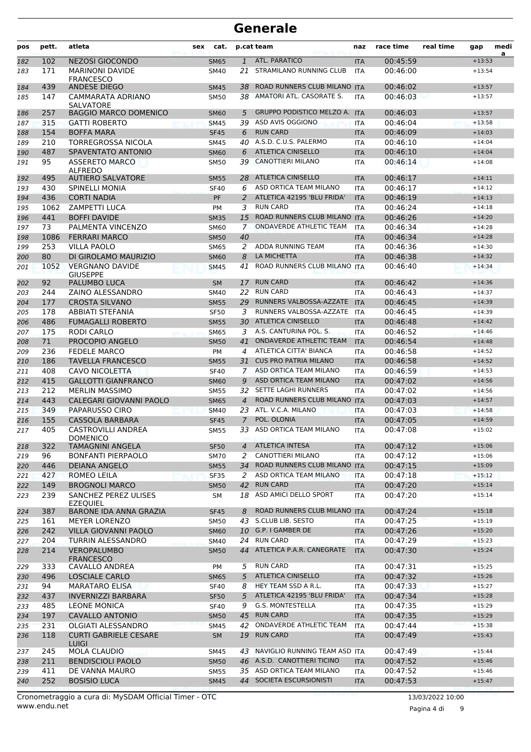# Generale

| pos | pett. | atleta | sex | cat. | p.cat | team | naz | race time | real time | gap | media |
|---|---|---|---|---|---|---|---|---|---|---|---|
| 182 | 102 | NEZOSI GIOCONDO | | SM65 | 1 | ATL. PARATICO | ITA | 00:45:59 | | +13:53 | |
| 183 | 171 | MARINONI DAVIDE FRANCESCO | | SM40 | 21 | STRAMILANO RUNNING CLUB | ITA | 00:46:00 | | +13:54 | |
| 184 | 439 | ANDESE DIEGO | | SM45 | 38 | ROAD RUNNERS CLUB MILANO | ITA | 00:46:02 | | +13:57 | |
| 185 | 147 | CAMMARATA ADRIANO SALVATORE | | SM50 | 38 | AMATORI ATL. CASORATE S. | ITA | 00:46:03 | | +13:57 | |
| 186 | 257 | BAGGIO MARCO DOMENICO | | SM60 | 5 | GRUPPO PODISTICO MELZO A. | ITA | 00:46:03 | | +13:57 | |
| 187 | 315 | GATTI ROBERTO | | SM45 | 39 | ASD AVIS OGGIONO | ITA | 00:46:04 | | +13:58 | |
| 188 | 154 | BOFFA MARA | | SF45 | 6 | RUN CARD | ITA | 00:46:09 | | +14:03 | |
| 189 | 210 | TORREGROSSA NICOLA | | SM45 | 40 | A.S.D. C.U.S. PALERMO | ITA | 00:46:10 | | +14:04 | |
| 190 | 487 | SPAVENTATO ANTONIO | | SM60 | 6 | ATLETICA CINISELLO | ITA | 00:46:10 | | +14:04 | |
| 191 | 95 | ASSERETO MARCO ALFREDO | | SM50 | 39 | CANOTTIERI MILANO | ITA | 00:46:14 | | +14:08 | |
| 192 | 495 | AUTIERO SALVATORE | | SM55 | 28 | ATLETICA CINISELLO | ITA | 00:46:17 | | +14:11 | |
| 193 | 430 | SPINELLI MONIA | | SF40 | 6 | ASD ORTICA TEAM MILANO | ITA | 00:46:17 | | +14:12 | |
| 194 | 436 | CORTI NADIA | | PF | 2 | ATLETICA 42195 'BLU FRIDA' | ITA | 00:46:19 | | +14:13 | |
| 195 | 1062 | ZAMPETTI LUCA | | PM | 3 | RUN CARD | ITA | 00:46:24 | | +14:18 | |
| 196 | 441 | BOFFI DAVIDE | | SM35 | 15 | ROAD RUNNERS CLUB MILANO | ITA | 00:46:26 | | +14:20 | |
| 197 | 73 | PALMENTA VINCENZO | | SM60 | 7 | ONDAVERDE ATHLETIC TEAM | ITA | 00:46:34 | | +14:28 | |
| 198 | 1086 | FERRARI MARCO | | SM50 | 40 | | ITA | 00:46:34 | | +14:28 | |
| 199 | 253 | VILLA PAOLO | | SM65 | 2 | ADDA RUNNING TEAM | ITA | 00:46:36 | | +14:30 | |
| 200 | 80 | DI GIROLAMO MAURIZIO | | SM60 | 8 | LA MICHETTA | ITA | 00:46:38 | | +14:32 | |
| 201 | 1052 | VERGNANO DAVIDE GIUSEPPE | | SM45 | 41 | ROAD RUNNERS CLUB MILANO | ITA | 00:46:40 | | +14:34 | |
| 202 | 92 | PALUMBO LUCA | | SM | 17 | RUN CARD | ITA | 00:46:42 | | +14:36 | |
| 203 | 244 | ZAINO ALESSANDRO | | SM40 | 22 | RUN CARD | ITA | 00:46:43 | | +14:37 | |
| 204 | 177 | CROSTA SILVANO | | SM55 | 29 | RUNNERS VALBOSSA-AZZATE | ITA | 00:46:45 | | +14:39 | |
| 205 | 178 | ABBIATI STEFANIA | | SF50 | 3 | RUNNERS VALBOSSA-AZZATE | ITA | 00:46:45 | | +14:39 | |
| 206 | 486 | FUMAGALLI ROBERTO | | SM55 | 30 | ATLETICA CINISELLO | ITA | 00:46:48 | | +14:42 | |
| 207 | 175 | RODI CARLO | | SM65 | 3 | A.S. CANTURINA POL. S. | ITA | 00:46:52 | | +14:46 | |
| 208 | 71 | PROCOPIO ANGELO | | SM50 | 41 | ONDAVERDE ATHLETIC TEAM | ITA | 00:46:54 | | +14:48 | |
| 209 | 236 | FEDELE MARCO | | PM | 4 | ATLETICA CITTA' BIANCA | ITA | 00:46:58 | | +14:52 | |
| 210 | 186 | TAVELLA FRANCESCO | | SM55 | 31 | CUS PRO PATRIA MILANO | ITA | 00:46:58 | | +14:52 | |
| 211 | 408 | CAVO NICOLETTA | | SF40 | 7 | ASD ORTICA TEAM MILANO | ITA | 00:46:59 | | +14:53 | |
| 212 | 415 | GALLOTTI GIANFRANCO | | SM60 | 9 | ASD ORTICA TEAM MILANO | ITA | 00:47:02 | | +14:56 | |
| 213 | 212 | MERLIN MASSIMO | | SM55 | 32 | SETTE LAGHI RUNNERS | ITA | 00:47:02 | | +14:56 | |
| 214 | 443 | CALEGARI GIOVANNI PAOLO | | SM65 | 4 | ROAD RUNNERS CLUB MILANO | ITA | 00:47:03 | | +14:57 | |
| 215 | 349 | PAPARUSSO CIRO | | SM40 | 23 | ATL. V.C.A. MILANO | ITA | 00:47:03 | | +14:58 | |
| 216 | 155 | CASSOLA BARBARA | | SF45 | 7 | POL. OLONIA | ITA | 00:47:05 | | +14:59 | |
| 217 | 405 | CASTROVILLI ANDREA DOMENICO | | SM55 | 33 | ASD ORTICA TEAM MILANO | ITA | 00:47:08 | | +15:02 | |
| 218 | 322 | TAMAGNINI ANGELA | | SF50 | 4 | ATLETICA INTESA | ITA | 00:47:12 | | +15:06 | |
| 219 | 96 | BONFANTI PIERPAOLO | | SM70 | 2 | CANOTTIERI MILANO | ITA | 00:47:12 | | +15:06 | |
| 220 | 446 | DEIANA ANGELO | | SM55 | 34 | ROAD RUNNERS CLUB MILANO | ITA | 00:47:15 | | +15:09 | |
| 221 | 427 | ROMEO LEILA | | SF35 | 2 | ASD ORTICA TEAM MILANO | ITA | 00:47:18 | | +15:12 | |
| 222 | 149 | BROGNOLI MARCO | | SM50 | 42 | RUN CARD | ITA | 00:47:20 | | +15:14 | |
| 223 | 239 | SANCHEZ PEREZ ULISES EZEQUIEL | | SM | 18 | ASD AMICI DELLO SPORT | ITA | 00:47:20 | | +15:14 | |
| 224 | 387 | BARONE IDA ANNA GRAZIA | | SF45 | 8 | ROAD RUNNERS CLUB MILANO | ITA | 00:47:24 | | +15:18 | |
| 225 | 161 | MEYER LORENZO | | SM50 | 43 | S.CLUB LIB. SESTO | ITA | 00:47:25 | | +15:19 | |
| 226 | 242 | VILLA GIOVANNI PAOLO | | SM60 | 10 | G.P. I GAMBER DE | ITA | 00:47:26 | | +15:20 | |
| 227 | 204 | TURRIN ALESSANDRO | | SM40 | 24 | RUN CARD | ITA | 00:47:29 | | +15:23 | |
| 228 | 214 | VEROPALUMBO FRANCESCO | | SM50 | 44 | ATLETICA P.A.R. CANEGRATE | ITA | 00:47:30 | | +15:24 | |
| 229 | 333 | CAVALLO ANDREA | | PM | 5 | RUN CARD | ITA | 00:47:31 | | +15:25 | |
| 230 | 496 | LOSCIALE CARLO | | SM65 | 5 | ATLETICA CINISELLO | ITA | 00:47:32 | | +15:26 | |
| 231 | 94 | MARATARO ELISA | | SF40 | 8 | HEY TEAM SSD A R.L. | ITA | 00:47:33 | | +15:27 | |
| 232 | 437 | INVERNIZZI BARBARA | | SF50 | 5 | ATLETICA 42195 'BLU FRIDA' | ITA | 00:47:34 | | +15:28 | |
| 233 | 485 | LEONE MONICA | | SF40 | 9 | G.S. MONTESTELLA | ITA | 00:47:35 | | +15:29 | |
| 234 | 197 | CAVALLO ANTONIO | | SM50 | 45 | RUN CARD | ITA | 00:47:35 | | +15:29 | |
| 235 | 231 | OLGIATI ALESSANDRO | | SM45 | 42 | ONDAVERDE ATHLETIC TEAM | ITA | 00:47:44 | | +15:38 | |
| 236 | 118 | CURTI GABRIELE CESARE LUIGI | | SM | 19 | RUN CARD | ITA | 00:47:49 | | +15:43 | |
| 237 | 245 | MOLA CLAUDIO | | SM45 | 43 | NAVIGLIO RUNNING TEAM ASD | ITA | 00:47:49 | | +15:44 | |
| 238 | 211 | BENDISCIOLI PAOLO | | SM50 | 46 | A.S.D. CANOTTIERI TICINO | ITA | 00:47:52 | | +15:46 | |
| 239 | 411 | DE VANNA MAURO | | SM55 | 35 | ASD ORTICA TEAM MILANO | ITA | 00:47:52 | | +15:46 | |
| 240 | 252 | BOSISIO LUCA | | SM45 | 44 | SOCIETA ESCURSIONISTI | ITA | 00:47:53 | | +15:47 | |

Cronometraggio a cura di: MySDAM Official Timer - OTC 13/03/2022 10:00
www.endu.net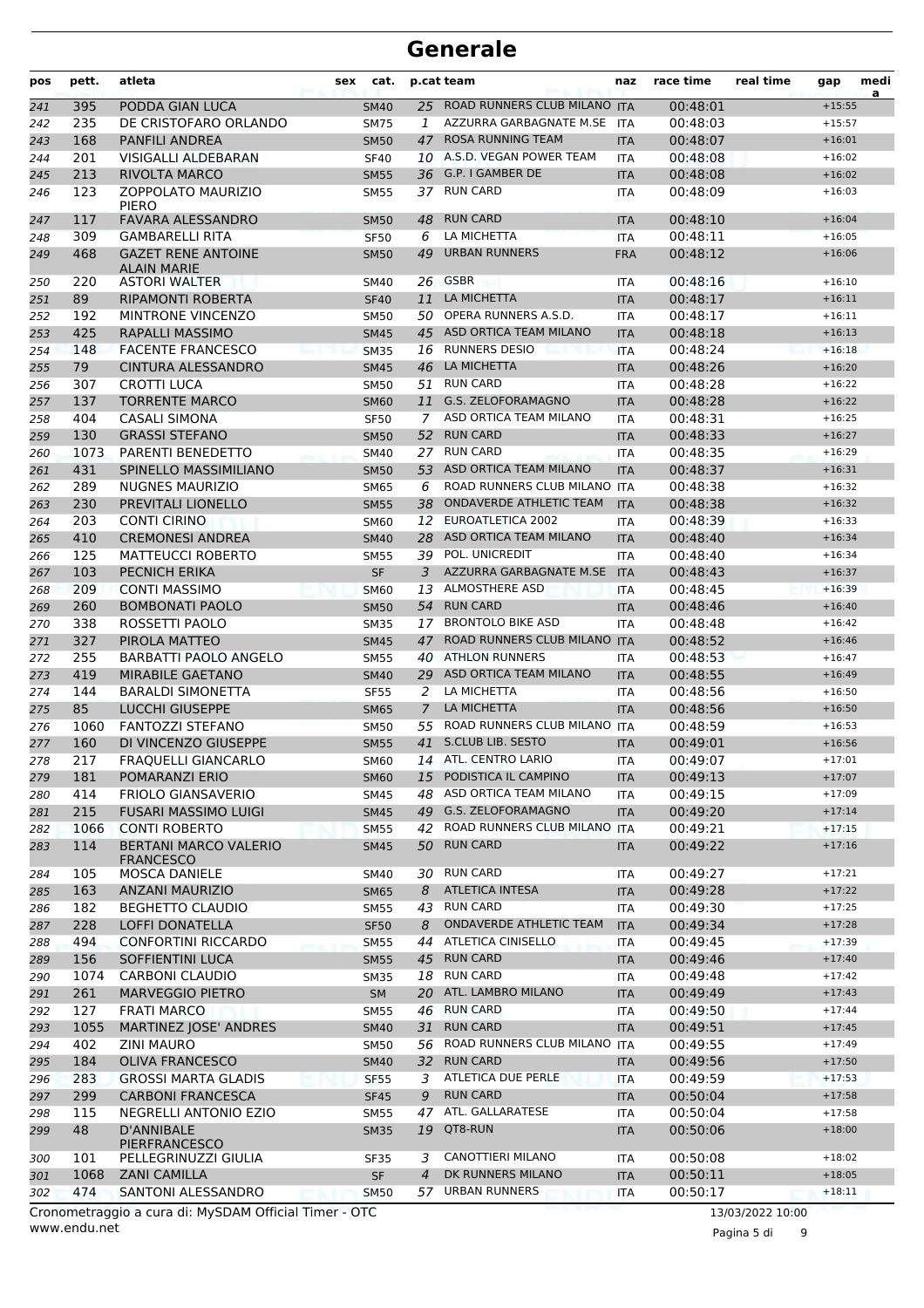# Generale

| pos | pett. | atleta | sex | cat. | p.cat | team | naz | race time | real time | gap | media |
|---|---|---|---|---|---|---|---|---|---|---|---|
| 241 | 395 | PODDA GIAN LUCA | | SM40 | 25 | ROAD RUNNERS CLUB MILANO | ITA | 00:48:01 | | +15:55 | |
| 242 | 235 | DE CRISTOFARO ORLANDO | | SM75 | 1 | AZZURRA GARBAGNATE M.SE | ITA | 00:48:03 | | +15:57 | |
| 243 | 168 | PANFILI ANDREA | | SM50 | 47 | ROSA RUNNING TEAM | ITA | 00:48:07 | | +16:01 | |
| 244 | 201 | VISIGALLI ALDEBARAN | | SF40 | 10 | A.S.D. VEGAN POWER TEAM | ITA | 00:48:08 | | +16:02 | |
| 245 | 213 | RIVOLTA MARCO | | SM55 | 36 | G.P. I GAMBER DE | ITA | 00:48:08 | | +16:02 | |
| 246 | 123 | ZOPPOLATO MAURIZIO PIERO | | SM55 | 37 | RUN CARD | ITA | 00:48:09 | | +16:03 | |
| 247 | 117 | FAVARA ALESSANDRO | | SM50 | 48 | RUN CARD | ITA | 00:48:10 | | +16:04 | |
| 248 | 309 | GAMBARELLI RITA | | SF50 | 6 | LA MICHETTA | ITA | 00:48:11 | | +16:05 | |
| 249 | 468 | GAZET RENE ANTOINE ALAIN MARIE | | SM50 | 49 | URBAN RUNNERS | FRA | 00:48:12 | | +16:06 | |
| 250 | 220 | ASTORI WALTER | | SM40 | 26 | GSBR | ITA | 00:48:16 | | +16:10 | |
| 251 | 89 | RIPAMONTI ROBERTA | | SF40 | 11 | LA MICHETTA | ITA | 00:48:17 | | +16:11 | |
| 252 | 192 | MINTRONE VINCENZO | | SM50 | 50 | OPERA RUNNERS A.S.D. | ITA | 00:48:17 | | +16:11 | |
| 253 | 425 | RAPALLI MASSIMO | | SM45 | 45 | ASD ORTICA TEAM MILANO | ITA | 00:48:18 | | +16:13 | |
| 254 | 148 | FACENTE FRANCESCO | | SM35 | 16 | RUNNERS DESIO | ITA | 00:48:24 | | +16:18 | |
| 255 | 79 | CINTURA ALESSANDRO | | SM45 | 46 | LA MICHETTA | ITA | 00:48:26 | | +16:20 | |
| 256 | 307 | CROTTI LUCA | | SM50 | 51 | RUN CARD | ITA | 00:48:28 | | +16:22 | |
| 257 | 137 | TORRENTE MARCO | | SM60 | 11 | G.S. ZELOFORAMAGNO | ITA | 00:48:28 | | +16:22 | |
| 258 | 404 | CASALI SIMONA | | SF50 | 7 | ASD ORTICA TEAM MILANO | ITA | 00:48:31 | | +16:25 | |
| 259 | 130 | GRASSI STEFANO | | SM50 | 52 | RUN CARD | ITA | 00:48:33 | | +16:27 | |
| 260 | 1073 | PARENTI BENEDETTO | | SM40 | 27 | RUN CARD | ITA | 00:48:35 | | +16:29 | |
| 261 | 431 | SPINELLO MASSIMILIANO | | SM50 | 53 | ASD ORTICA TEAM MILANO | ITA | 00:48:37 | | +16:31 | |
| 262 | 289 | NUGNES MAURIZIO | | SM65 | 6 | ROAD RUNNERS CLUB MILANO | ITA | 00:48:38 | | +16:32 | |
| 263 | 230 | PREVITALI LIONELLO | | SM55 | 38 | ONDAVERDE ATHLETIC TEAM | ITA | 00:48:38 | | +16:32 | |
| 264 | 203 | CONTI CIRINO | | SM60 | 12 | EUROATLETICA 2002 | ITA | 00:48:39 | | +16:33 | |
| 265 | 410 | CREMONESI ANDREA | | SM40 | 28 | ASD ORTICA TEAM MILANO | ITA | 00:48:40 | | +16:34 | |
| 266 | 125 | MATTEUCCI ROBERTO | | SM55 | 39 | POL. UNICREDIT | ITA | 00:48:40 | | +16:34 | |
| 267 | 103 | PECNICH ERIKA | | SF | 3 | AZZURRA GARBAGNATE M.SE | ITA | 00:48:43 | | +16:37 | |
| 268 | 209 | CONTI MASSIMO | | SM60 | 13 | ALMOSTHERE ASD | ITA | 00:48:45 | | +16:39 | |
| 269 | 260 | BOMBONATI PAOLO | | SM50 | 54 | RUN CARD | ITA | 00:48:46 | | +16:40 | |
| 270 | 338 | ROSSETTI PAOLO | | SM35 | 17 | BRONTOLO BIKE ASD | ITA | 00:48:48 | | +16:42 | |
| 271 | 327 | PIROLA MATTEO | | SM45 | 47 | ROAD RUNNERS CLUB MILANO | ITA | 00:48:52 | | +16:46 | |
| 272 | 255 | BARBATTI PAOLO ANGELO | | SM55 | 40 | ATHLON RUNNERS | ITA | 00:48:53 | | +16:47 | |
| 273 | 419 | MIRABILE GAETANO | | SM40 | 29 | ASD ORTICA TEAM MILANO | ITA | 00:48:55 | | +16:49 | |
| 274 | 144 | BARALDI SIMONETTA | | SF55 | 2 | LA MICHETTA | ITA | 00:48:56 | | +16:50 | |
| 275 | 85 | LUCCHI GIUSEPPE | | SM65 | 7 | LA MICHETTA | ITA | 00:48:56 | | +16:50 | |
| 276 | 1060 | FANTOZZI STEFANO | | SM50 | 55 | ROAD RUNNERS CLUB MILANO | ITA | 00:48:59 | | +16:53 | |
| 277 | 160 | DI VINCENZO GIUSEPPE | | SM55 | 41 | S.CLUB LIB. SESTO | ITA | 00:49:01 | | +16:56 | |
| 278 | 217 | FRAQUELLI GIANCARLO | | SM60 | 14 | ATL. CENTRO LARIO | ITA | 00:49:07 | | +17:01 | |
| 279 | 181 | POMARANZI ERIO | | SM60 | 15 | PODISTICA IL CAMPINO | ITA | 00:49:13 | | +17:07 | |
| 280 | 414 | FRIOLO GIANSAVERIO | | SM45 | 48 | ASD ORTICA TEAM MILANO | ITA | 00:49:15 | | +17:09 | |
| 281 | 215 | FUSARI MASSIMO LUIGI | | SM45 | 49 | G.S. ZELOFORAMAGNO | ITA | 00:49:20 | | +17:14 | |
| 282 | 1066 | CONTI ROBERTO | | SM55 | 42 | ROAD RUNNERS CLUB MILANO | ITA | 00:49:21 | | +17:15 | |
| 283 | 114 | BERTANI MARCO VALERIO FRANCESCO | | SM45 | 50 | RUN CARD | ITA | 00:49:22 | | +17:16 | |
| 284 | 105 | MOSCA DANIELE | | SM40 | 30 | RUN CARD | ITA | 00:49:27 | | +17:21 | |
| 285 | 163 | ANZANI MAURIZIO | | SM65 | 8 | ATLETICA INTESA | ITA | 00:49:28 | | +17:22 | |
| 286 | 182 | BEGHETTO CLAUDIO | | SM55 | 43 | RUN CARD | ITA | 00:49:30 | | +17:25 | |
| 287 | 228 | LOFFI DONATELLA | | SF50 | 8 | ONDAVERDE ATHLETIC TEAM | ITA | 00:49:34 | | +17:28 | |
| 288 | 494 | CONFORTINI RICCARDO | | SM55 | 44 | ATLETICA CINISELLO | ITA | 00:49:45 | | +17:39 | |
| 289 | 156 | SOFFIENTINI LUCA | | SM55 | 45 | RUN CARD | ITA | 00:49:46 | | +17:40 | |
| 290 | 1074 | CARBONI CLAUDIO | | SM35 | 18 | RUN CARD | ITA | 00:49:48 | | +17:42 | |
| 291 | 261 | MARVEGGIO PIETRO | | SM | 20 | ATL. LAMBRO MILANO | ITA | 00:49:49 | | +17:43 | |
| 292 | 127 | FRATI MARCO | | SM55 | 46 | RUN CARD | ITA | 00:49:50 | | +17:44 | |
| 293 | 1055 | MARTINEZ JOSE' ANDRES | | SM40 | 31 | RUN CARD | ITA | 00:49:51 | | +17:45 | |
| 294 | 402 | ZINI MAURO | | SM50 | 56 | ROAD RUNNERS CLUB MILANO | ITA | 00:49:55 | | +17:49 | |
| 295 | 184 | OLIVA FRANCESCO | | SM40 | 32 | RUN CARD | ITA | 00:49:56 | | +17:50 | |
| 296 | 283 | GROSSI MARTA GLADIS | | SF55 | 3 | ATLETICA DUE PERLE | ITA | 00:49:59 | | +17:53 | |
| 297 | 299 | CARBONI FRANCESCA | | SF45 | 9 | RUN CARD | ITA | 00:50:04 | | +17:58 | |
| 298 | 115 | NEGRELLI ANTONIO EZIO | | SM55 | 47 | ATL. GALLARATESE | ITA | 00:50:04 | | +17:58 | |
| 299 | 48 | D'ANNIBALE PIERFRANCESCO | | SM35 | 19 | QT8-RUN | ITA | 00:50:06 | | +18:00 | |
| 300 | 101 | PELLEGRINUZZI GIULIA | | SF35 | 3 | CANOTTIERI MILANO | ITA | 00:50:08 | | +18:02 | |
| 301 | 1068 | ZANI CAMILLA | | SF | 4 | DK RUNNERS MILANO | ITA | 00:50:11 | | +18:05 | |
| 302 | 474 | SANTONI ALESSANDRO | | SM50 | 57 | URBAN RUNNERS | ITA | 00:50:17 | | +18:11 | |

Cronometraggio a cura di: MySDAM Official Timer - OTC
www.endu.net

13/03/2022 10:00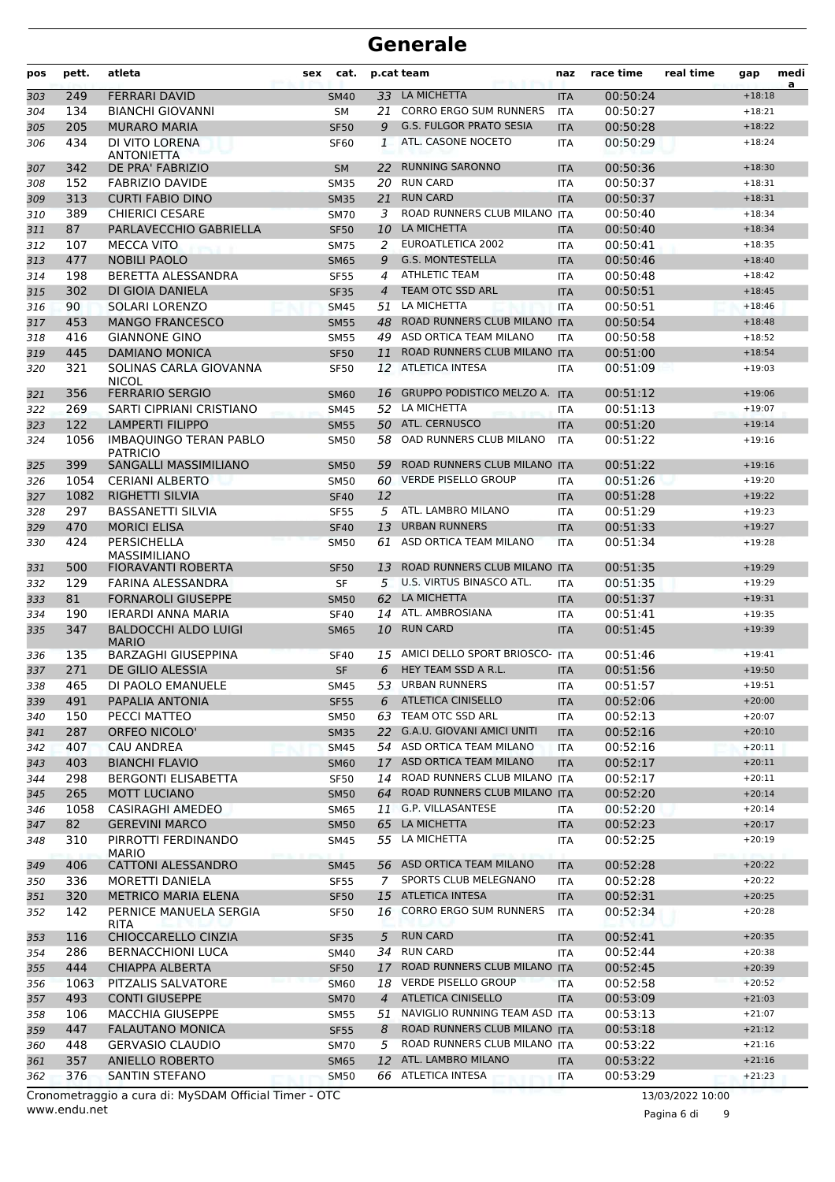# Generale

| pos | pett. | atleta | sex | cat. | p.cat | team | naz | race time | real time | gap | media |
|---|---|---|---|---|---|---|---|---|---|---|---|
| 303 | 249 | FERRARI DAVID | | SM40 | 33 | LA MICHETTA | ITA | 00:50:24 | | +18:18 | |
| 304 | 134 | BIANCHI GIOVANNI | | SM | 21 | CORRO ERGO SUM RUNNERS | ITA | 00:50:27 | | +18:21 | |
| 305 | 205 | MURARO MARIA | | SF50 | 9 | G.S. FULGOR PRATO SESIA | ITA | 00:50:28 | | +18:22 | |
| 306 | 434 | DI VITO LORENA ANTONIETTA | | SF60 | 1 | ATL. CASONE NOCETO | ITA | 00:50:29 | | +18:24 | |
| 307 | 342 | DE PRA' FABRIZIO | | SM | 22 | RUNNING SARONNO | ITA | 00:50:36 | | +18:30 | |
| 308 | 152 | FABRIZIO DAVIDE | | SM35 | 20 | RUN CARD | ITA | 00:50:37 | | +18:31 | |
| 309 | 313 | CURTI FABIO DINO | | SM35 | 21 | RUN CARD | ITA | 00:50:37 | | +18:31 | |
| 310 | 389 | CHIERICI CESARE | | SM70 | 3 | ROAD RUNNERS CLUB MILANO | ITA | 00:50:40 | | +18:34 | |
| 311 | 87 | PARLAVECCHIO GABRIELLA | | SF50 | 10 | LA MICHETTA | ITA | 00:50:40 | | +18:34 | |
| 312 | 107 | MECCA VITO | | SM75 | 2 | EUROATLETICA 2002 | ITA | 00:50:41 | | +18:35 | |
| 313 | 477 | NOBILI PAOLO | | SM65 | 9 | G.S. MONTESTELLA | ITA | 00:50:46 | | +18:40 | |
| 314 | 198 | BERETTA ALESSANDRA | | SF55 | 4 | ATHLETIC TEAM | ITA | 00:50:48 | | +18:42 | |
| 315 | 302 | DI GIOIA DANIELA | | SF35 | 4 | TEAM OTC SSD ARL | ITA | 00:50:51 | | +18:45 | |
| 316 | 90 | SOLARI LORENZO | | SM45 | 51 | LA MICHETTA | ITA | 00:50:51 | | +18:46 | |
| 317 | 453 | MANGO FRANCESCO | | SM55 | 48 | ROAD RUNNERS CLUB MILANO | ITA | 00:50:54 | | +18:48 | |
| 318 | 416 | GIANNONE GINO | | SM55 | 49 | ASD ORTICA TEAM MILANO | ITA | 00:50:58 | | +18:52 | |
| 319 | 445 | DAMIANO MONICA | | SF50 | 11 | ROAD RUNNERS CLUB MILANO | ITA | 00:51:00 | | +18:54 | |
| 320 | 321 | SOLINAS CARLA GIOVANNA NICOL | | SF50 | 12 | ATLETICA INTESA | ITA | 00:51:09 | | +19:03 | |
| 321 | 356 | FERRARIO SERGIO | | SM60 | 16 | GRUPPO PODISTICO MELZO A. | ITA | 00:51:12 | | +19:06 | |
| 322 | 269 | SARTI CIPRIANI CRISTIANO | | SM45 | 52 | LA MICHETTA | ITA | 00:51:13 | | +19:07 | |
| 323 | 122 | LAMPERTI FILIPPO | | SM55 | 50 | ATL. CERNUSCO | ITA | 00:51:20 | | +19:14 | |
| 324 | 1056 | IMBAQUINGO TERAN PABLO PATRICIO | | SM50 | 58 | OAD RUNNERS CLUB MILANO | ITA | 00:51:22 | | +19:16 | |
| 325 | 399 | SANGALLI MASSIMILIANO | | SM50 | 59 | ROAD RUNNERS CLUB MILANO | ITA | 00:51:22 | | +19:16 | |
| 326 | 1054 | CERIANI ALBERTO | | SM50 | 60 | VERDE PISELLO GROUP | ITA | 00:51:26 | | +19:20 | |
| 327 | 1082 | RIGHETTI SILVIA | | SF40 | 12 | | ITA | 00:51:28 | | +19:22 | |
| 328 | 297 | BASSANETTI SILVIA | | SF55 | 5 | ATL. LAMBRO MILANO | ITA | 00:51:29 | | +19:23 | |
| 329 | 470 | MORICI ELISA | | SF40 | 13 | URBAN RUNNERS | ITA | 00:51:33 | | +19:27 | |
| 330 | 424 | PERSICHELLA MASSIMILIANO | | SM50 | 61 | ASD ORTICA TEAM MILANO | ITA | 00:51:34 | | +19:28 | |
| 331 | 500 | FIORAVANTI ROBERTA | | SF50 | 13 | ROAD RUNNERS CLUB MILANO | ITA | 00:51:35 | | +19:29 | |
| 332 | 129 | FARINA ALESSANDRA | | SF | 5 | U.S. VIRTUS BINASCO ATL. | ITA | 00:51:35 | | +19:29 | |
| 333 | 81 | FORNAROLI GIUSEPPE | | SM50 | 62 | LA MICHETTA | ITA | 00:51:37 | | +19:31 | |
| 334 | 190 | IERARDI ANNA MARIA | | SF40 | 14 | ATL. AMBROSIANA | ITA | 00:51:41 | | +19:35 | |
| 335 | 347 | BALDOCCHI ALDO LUIGI MARIO | | SM65 | 10 | RUN CARD | ITA | 00:51:45 | | +19:39 | |
| 336 | 135 | BARZAGHI GIUSEPPINA | | SF40 | 15 | AMICI DELLO SPORT BRIOSCO- | ITA | 00:51:46 | | +19:41 | |
| 337 | 271 | DE GILIO ALESSIA | | SF | 6 | HEY TEAM SSD A R.L. | ITA | 00:51:56 | | +19:50 | |
| 338 | 465 | DI PAOLO EMANUELE | | SM45 | 53 | URBAN RUNNERS | ITA | 00:51:57 | | +19:51 | |
| 339 | 491 | PAPALIA ANTONIA | | SF55 | 6 | ATLETICA CINISELLO | ITA | 00:52:06 | | +20:00 | |
| 340 | 150 | PECCI MATTEO | | SM50 | 63 | TEAM OTC SSD ARL | ITA | 00:52:13 | | +20:07 | |
| 341 | 287 | ORFEO NICOLO' | | SM35 | 22 | G.A.U. GIOVANI AMICI UNITI | ITA | 00:52:16 | | +20:10 | |
| 342 | 407 | CAU ANDREA | | SM45 | 54 | ASD ORTICA TEAM MILANO | ITA | 00:52:16 | | +20:11 | |
| 343 | 403 | BIANCHI FLAVIO | | SM60 | 17 | ASD ORTICA TEAM MILANO | ITA | 00:52:17 | | +20:11 | |
| 344 | 298 | BERGONTI ELISABETTA | | SF50 | 14 | ROAD RUNNERS CLUB MILANO | ITA | 00:52:17 | | +20:11 | |
| 345 | 265 | MOTT LUCIANO | | SM50 | 64 | ROAD RUNNERS CLUB MILANO | ITA | 00:52:20 | | +20:14 | |
| 346 | 1058 | CASIRAGHI AMEDEO | | SM65 | 11 | G.P. VILLASANTESE | ITA | 00:52:20 | | +20:14 | |
| 347 | 82 | GEREVINI MARCO | | SM50 | 65 | LA MICHETTA | ITA | 00:52:23 | | +20:17 | |
| 348 | 310 | PIRROTTI FERDINANDO MARIO | | SM45 | 55 | LA MICHETTA | ITA | 00:52:25 | | +20:19 | |
| 349 | 406 | CATTONI ALESSANDRO | | SM45 | 56 | ASD ORTICA TEAM MILANO | ITA | 00:52:28 | | +20:22 | |
| 350 | 336 | MORETTI DANIELA | | SF55 | 7 | SPORTS CLUB MELEGNANO | ITA | 00:52:28 | | +20:22 | |
| 351 | 320 | METRICO MARIA ELENA | | SF50 | 15 | ATLETICA INTESA | ITA | 00:52:31 | | +20:25 | |
| 352 | 142 | PERNICE MANUELA SERGIA RITA | | SF50 | 16 | CORRO ERGO SUM RUNNERS | ITA | 00:52:34 | | +20:28 | |
| 353 | 116 | CHIOCCARELLO CINZIA | | SF35 | 5 | RUN CARD | ITA | 00:52:41 | | +20:35 | |
| 354 | 286 | BERNACCHIONI LUCA | | SM40 | 34 | RUN CARD | ITA | 00:52:44 | | +20:38 | |
| 355 | 444 | CHIAPPA ALBERTA | | SF50 | 17 | ROAD RUNNERS CLUB MILANO | ITA | 00:52:45 | | +20:39 | |
| 356 | 1063 | PITZALIS SALVATORE | | SM60 | 18 | VERDE PISELLO GROUP | ITA | 00:52:58 | | +20:52 | |
| 357 | 493 | CONTI GIUSEPPE | | SM70 | 4 | ATLETICA CINISELLO | ITA | 00:53:09 | | +21:03 | |
| 358 | 106 | MACCHIA GIUSEPPE | | SM55 | 51 | NAVIGLIO RUNNING TEAM ASD | ITA | 00:53:13 | | +21:07 | |
| 359 | 447 | FALAUTANO MONICA | | SF55 | 8 | ROAD RUNNERS CLUB MILANO | ITA | 00:53:18 | | +21:12 | |
| 360 | 448 | GERVASIO CLAUDIO | | SM70 | 5 | ROAD RUNNERS CLUB MILANO | ITA | 00:53:22 | | +21:16 | |
| 361 | 357 | ANIELLO ROBERTO | | SM65 | 12 | ATL. LAMBRO MILANO | ITA | 00:53:22 | | +21:16 | |
| 362 | 376 | SANTIN STEFANO | | SM50 | 66 | ATLETICA INTESA | ITA | 00:53:29 | | +21:23 | |

Cronometraggio a cura di: MySDAM Official Timer - OTC    13/03/2022 10:00

www.endu.net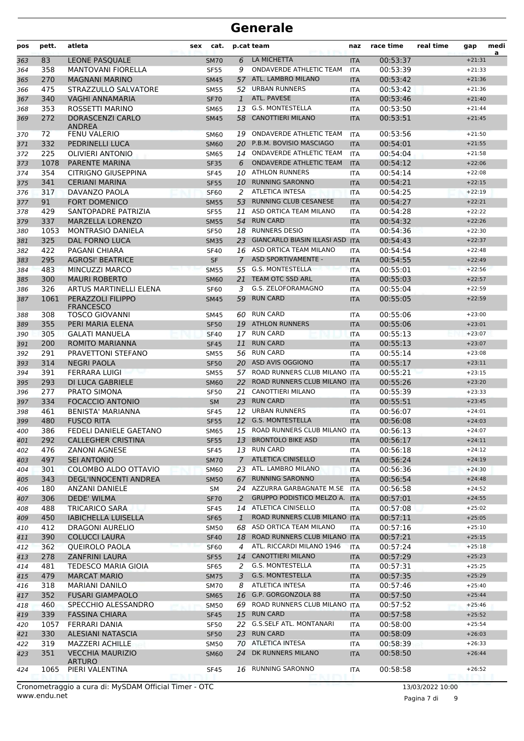# Generale

| pos | pett. | atleta | sex | cat. | p.cat | team | naz | race time | real time | gap | media |
|---|---|---|---|---|---|---|---|---|---|---|---|
| 363 | 83 | LEONE PASQUALE | | SM70 | 6 | LA MICHETTA | ITA | 00:53:37 | | +21:31 | |
| 364 | 358 | MANTOVANI FIORELLA | | SF55 | 9 | ONDAVERDE ATHLETIC TEAM | ITA | 00:53:39 | | +21:33 | |
| 365 | 270 | MAGNANI MARINO | | SM45 | 57 | ATL. LAMBRO MILANO | ITA | 00:53:42 | | +21:36 | |
| 366 | 475 | STRAZZULLO SALVATORE | | SM55 | 52 | URBAN RUNNERS | ITA | 00:53:42 | | +21:36 | |
| 367 | 340 | VAGHI ANNAMARIA | | SF70 | 1 | ATL. PAVESE | ITA | 00:53:46 | | +21:40 | |
| 368 | 353 | ROSSETTI MARINO | | SM65 | 13 | G.S. MONTESTELLA | ITA | 00:53:50 | | +21:44 | |
| 369 | 272 | DORASCENZI CARLO ANDREA | | SM45 | 58 | CANOTTIERI MILANO | ITA | 00:53:51 | | +21:45 | |
| 370 | 72 | FENU VALERIO | | SM60 | 19 | ONDAVERDE ATHLETIC TEAM | ITA | 00:53:56 | | +21:50 | |
| 371 | 332 | PEDRINELLI LUCA | | SM60 | 20 | P.B.M. BOVISIO MASCIAGO | ITA | 00:54:01 | | +21:55 | |
| 372 | 225 | OLIVIERI ANTONIO | | SM65 | 14 | ONDAVERDE ATHLETIC TEAM | ITA | 00:54:04 | | +21:58 | |
| 373 | 1078 | PARENTE MARINA | | SF35 | 6 | ONDAVERDE ATHLETIC TEAM | ITA | 00:54:12 | | +22:06 | |
| 374 | 354 | CITRIGNO GIUSEPPINA | | SF45 | 10 | ATHLON RUNNERS | ITA | 00:54:14 | | +22:08 | |
| 375 | 341 | CERIANI MARINA | | SF55 | 10 | RUNNING SARONNO | ITA | 00:54:21 | | +22:15 | |
| 376 | 317 | DAVANZO PAOLA | | SF60 | 2 | ATLETICA INTESA | ITA | 00:54:25 | | +22:19 | |
| 377 | 91 | FORT DOMENICO | | SM55 | 53 | RUNNING CLUB CESANESE | ITA | 00:54:27 | | +22:21 | |
| 378 | 429 | SANTOPADRE PATRIZIA | | SF55 | 11 | ASD ORTICA TEAM MILANO | ITA | 00:54:28 | | +22:22 | |
| 379 | 337 | MARZELLA LORENZO | | SM55 | 54 | RUN CARD | ITA | 00:54:32 | | +22:26 | |
| 380 | 1053 | MONTRASIO DANIELA | | SF50 | 18 | RUNNERS DESIO | ITA | 00:54:36 | | +22:30 | |
| 381 | 325 | DAL FORNO LUCA | | SM35 | 23 | GIANCARLO BIASIN ILLASI ASD | ITA | 00:54:43 | | +22:37 | |
| 382 | 422 | PAGANI CHIARA | | SF40 | 16 | ASD ORTICA TEAM MILANO | ITA | 00:54:54 | | +22:48 | |
| 383 | 295 | AGROSI' BEATRICE | | SF | 7 | ASD SPORTIVAMENTE - | ITA | 00:54:55 | | +22:49 | |
| 384 | 483 | MINCUZZI MARCO | | SM55 | 55 | G.S. MONTESTELLA | ITA | 00:55:01 | | +22:56 | |
| 385 | 300 | MAURI ROBERTO | | SM60 | 21 | TEAM OTC SSD ARL | ITA | 00:55:03 | | +22:57 | |
| 386 | 326 | ARTUS MARTINELLI ELENA | | SF60 | 3 | G.S. ZELOFORAMAGNO | ITA | 00:55:04 | | +22:59 | |
| 387 | 1061 | PERAZZOLI FILIPPO FRANCESCO | | SM45 | 59 | RUN CARD | ITA | 00:55:05 | | +22:59 | |
| 388 | 308 | TOSCO GIOVANNI | | SM45 | 60 | RUN CARD | ITA | 00:55:06 | | +23:00 | |
| 389 | 355 | PERI MARIA ELENA | | SF50 | 19 | ATHLON RUNNERS | ITA | 00:55:06 | | +23:01 | |
| 390 | 305 | GALATI MANUELA | | SF40 | 17 | RUN CARD | ITA | 00:55:13 | | +23:07 | |
| 391 | 200 | ROMITO MARIANNA | | SF45 | 11 | RUN CARD | ITA | 00:55:13 | | +23:07 | |
| 392 | 291 | PRAVETTONI STEFANO | | SM55 | 56 | RUN CARD | ITA | 00:55:14 | | +23:08 | |
| 393 | 314 | NEGRI PAOLA | | SF50 | 20 | ASD AVIS OGGIONO | ITA | 00:55:17 | | +23:11 | |
| 394 | 391 | FERRARA LUIGI | | SM55 | 57 | ROAD RUNNERS CLUB MILANO | ITA | 00:55:21 | | +23:15 | |
| 395 | 293 | DI LUCA GABRIELE | | SM60 | 22 | ROAD RUNNERS CLUB MILANO | ITA | 00:55:26 | | +23:20 | |
| 396 | 277 | PRATO SIMONA | | SF50 | 21 | CANOTTIERI MILANO | ITA | 00:55:39 | | +23:33 | |
| 397 | 334 | FOCACCIO ANTONIO | | SM | 23 | RUN CARD | ITA | 00:55:51 | | +23:45 | |
| 398 | 461 | BENISTA' MARIANNA | | SF45 | 12 | URBAN RUNNERS | ITA | 00:56:07 | | +24:01 | |
| 399 | 480 | FUSCO RITA | | SF55 | 12 | G.S. MONTESTELLA | ITA | 00:56:08 | | +24:03 | |
| 400 | 386 | FEDELI DANIELE GAETANO | | SM65 | 15 | ROAD RUNNERS CLUB MILANO | ITA | 00:56:13 | | +24:07 | |
| 401 | 292 | CALLEGHER CRISTINA | | SF55 | 13 | BRONTOLO BIKE ASD | ITA | 00:56:17 | | +24:11 | |
| 402 | 476 | ZANONI AGNESE | | SF45 | 13 | RUN CARD | ITA | 00:56:18 | | +24:12 | |
| 403 | 497 | SEI ANTONIO | | SM70 | 7 | ATLETICA CINISELLO | ITA | 00:56:24 | | +24:19 | |
| 404 | 301 | COLOMBO ALDO OTTAVIO | | SM60 | 23 | ATL. LAMBRO MILANO | ITA | 00:56:36 | | +24:30 | |
| 405 | 343 | DEGL'INNOCENTI ANDREA | | SM50 | 67 | RUNNING SARONNO | ITA | 00:56:54 | | +24:48 | |
| 406 | 180 | ANZANI DANIELE | | SM | 24 | AZZURRA GARBAGNATE M.SE | ITA | 00:56:58 | | +24:52 | |
| 407 | 306 | DEDE' WILMA | | SF70 | 2 | GRUPPO PODISTICO MELZO A. | ITA | 00:57:01 | | +24:55 | |
| 408 | 488 | TRICARICO SARA | | SF45 | 14 | ATLETICA CINISELLO | ITA | 00:57:08 | | +25:02 | |
| 409 | 450 | IABICHELLA LUISELLA | | SF65 | 1 | ROAD RUNNERS CLUB MILANO | ITA | 00:57:11 | | +25:05 | |
| 410 | 412 | DRAGONI AURELIO | | SM50 | 68 | ASD ORTICA TEAM MILANO | ITA | 00:57:16 | | +25:10 | |
| 411 | 390 | COLUCCI LAURA | | SF40 | 18 | ROAD RUNNERS CLUB MILANO | ITA | 00:57:21 | | +25:15 | |
| 412 | 362 | QUEIROLO PAOLA | | SF60 | 4 | ATL. RICCARDI MILANO 1946 | ITA | 00:57:24 | | +25:18 | |
| 413 | 278 | ZANFRINI LAURA | | SF55 | 14 | CANOTTIERI MILANO | ITA | 00:57:29 | | +25:23 | |
| 414 | 481 | TEDESCO MARIA GIOIA | | SF65 | 2 | G.S. MONTESTELLA | ITA | 00:57:31 | | +25:25 | |
| 415 | 479 | MARCAT MARIO | | SM75 | 3 | G.S. MONTESTELLA | ITA | 00:57:35 | | +25:29 | |
| 416 | 318 | MARIANI DANILO | | SM70 | 8 | ATLETICA INTESA | ITA | 00:57:46 | | +25:40 | |
| 417 | 352 | FUSARI GIAMPAOLO | | SM65 | 16 | G.P. GORGONZOLA 88 | ITA | 00:57:50 | | +25:44 | |
| 418 | 460 | SPECCHIO ALESSANDRO | | SM50 | 69 | ROAD RUNNERS CLUB MILANO | ITA | 00:57:52 | | +25:46 | |
| 419 | 339 | FASSINA CHIARA | | SF45 | 15 | RUN CARD | ITA | 00:57:58 | | +25:52 | |
| 420 | 1057 | FERRARI DANIA | | SF50 | 22 | G.S.SELF ATL. MONTANARI | ITA | 00:58:00 | | +25:54 | |
| 421 | 330 | ALESIANI NATASCIA | | SF50 | 23 | RUN CARD | ITA | 00:58:09 | | +26:03 | |
| 422 | 319 | MAZZERI ACHILLE | | SM50 | 70 | ATLETICA INTESA | ITA | 00:58:39 | | +26:33 | |
| 423 | 351 | VECCHIA MAURIZIO ARTURO | | SM60 | 24 | DK RUNNERS MILANO | ITA | 00:58:50 | | +26:44 | |
| 424 | 1065 | PIERI VALENTINA | | SF45 | 16 | RUNNING SARONNO | ITA | 00:58:58 | | +26:52 | |

Cronometraggio a cura di: MySDAM Official Timer - OTC
www.endu.net

13/03/2022 10:00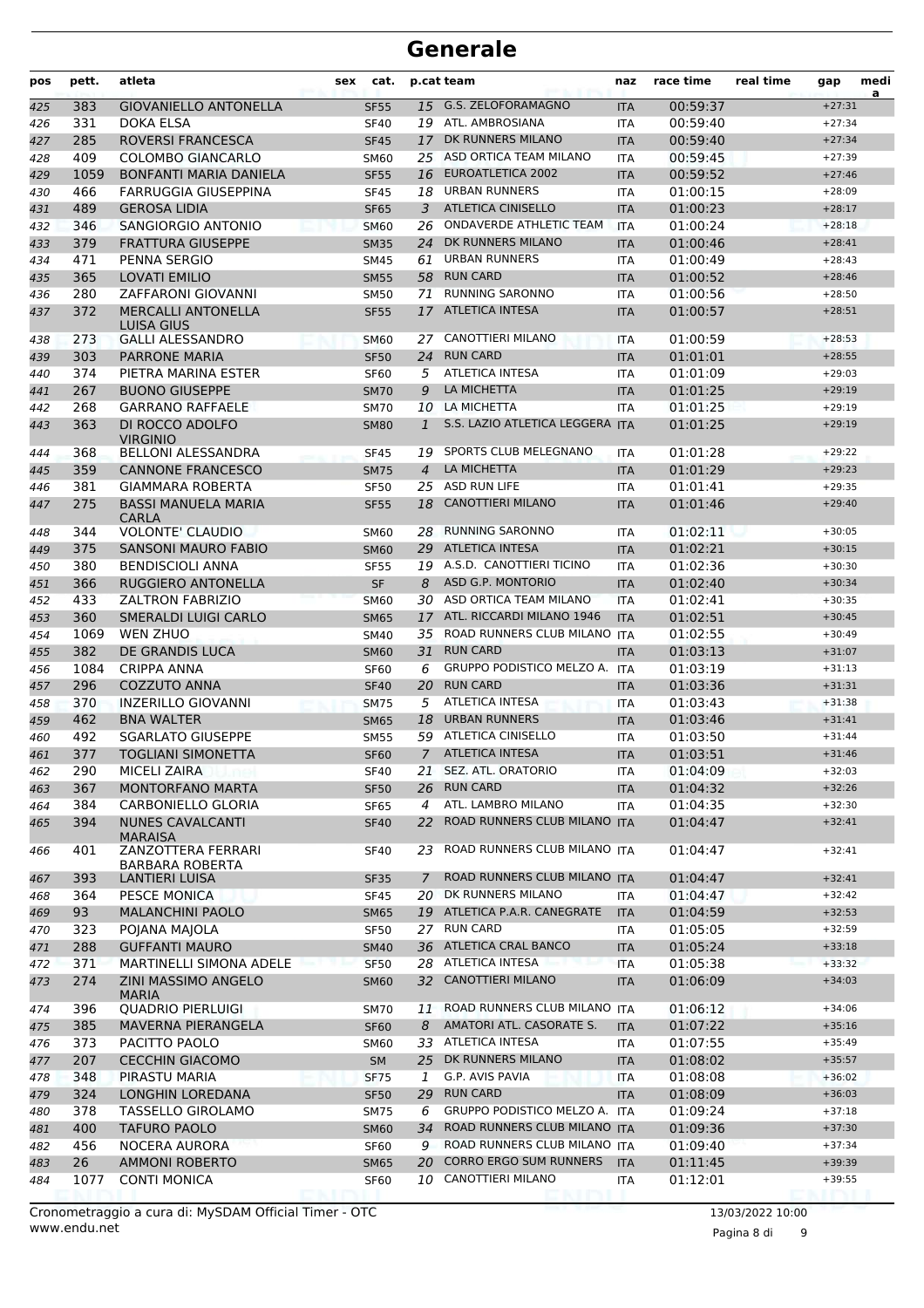# Generale

| pos | pett. | atleta | sex | cat. | p.cat | team | naz | race time | real time | gap | media |
|---|---|---|---|---|---|---|---|---|---|---|---|
| 425 | 383 | GIOVANIELLO ANTONELLA | | SF55 | 15 | G.S. ZELOFORAMAGNO | ITA | 00:59:37 | | +27:31 | |
| 426 | 331 | DOKA ELSA | | SF40 | 19 | ATL. AMBROSIANA | ITA | 00:59:40 | | +27:34 | |
| 427 | 285 | ROVERSI FRANCESCA | | SF45 | 17 | DK RUNNERS MILANO | ITA | 00:59:40 | | +27:34 | |
| 428 | 409 | COLOMBO GIANCARLO | | SM60 | 25 | ASD ORTICA TEAM MILANO | ITA | 00:59:45 | | +27:39 | |
| 429 | 1059 | BONFANTI MARIA DANIELA | | SF55 | 16 | EUROATLETICA 2002 | ITA | 00:59:52 | | +27:46 | |
| 430 | 466 | FARRUGGIA GIUSEPPINA | | SF45 | 18 | URBAN RUNNERS | ITA | 01:00:15 | | +28:09 | |
| 431 | 489 | GEROSA LIDIA | | SF65 | 3 | ATLETICA CINISELLO | ITA | 01:00:23 | | +28:17 | |
| 432 | 346 | SANGIORGIO ANTONIO | | SM60 | 26 | ONDAVERDE ATHLETIC TEAM | ITA | 01:00:24 | | +28:18 | |
| 433 | 379 | FRATTURA GIUSEPPE | | SM35 | 24 | DK RUNNERS MILANO | ITA | 01:00:46 | | +28:41 | |
| 434 | 471 | PENNA SERGIO | | SM45 | 61 | URBAN RUNNERS | ITA | 01:00:49 | | +28:43 | |
| 435 | 365 | LOVATI EMILIO | | SM55 | 58 | RUN CARD | ITA | 01:00:52 | | +28:46 | |
| 436 | 280 | ZAFFARONI GIOVANNI | | SM50 | 71 | RUNNING SARONNO | ITA | 01:00:56 | | +28:50 | |
| 437 | 372 | MERCALLI ANTONELLA LUISA GIUS | | SF55 | 17 | ATLETICA INTESA | ITA | 01:00:57 | | +28:51 | |
| 438 | 273 | GALLI ALESSANDRO | | SM60 | 27 | CANOTTIERI MILANO | ITA | 01:00:59 | | +28:53 | |
| 439 | 303 | PARRONE MARIA | | SF50 | 24 | RUN CARD | ITA | 01:01:01 | | +28:55 | |
| 440 | 374 | PIETRA MARINA ESTER | | SF60 | 5 | ATLETICA INTESA | ITA | 01:01:09 | | +29:03 | |
| 441 | 267 | BUONO GIUSEPPE | | SM70 | 9 | LA MICHETTA | ITA | 01:01:25 | | +29:19 | |
| 442 | 268 | GARRANO RAFFAELE | | SM70 | 10 | LA MICHETTA | ITA | 01:01:25 | | +29:19 | |
| 443 | 363 | DI ROCCO ADOLFO VIRGINIO | | SM80 | 1 | S.S. LAZIO ATLETICA LEGGERA | ITA | 01:01:25 | | +29:19 | |
| 444 | 368 | BELLONI ALESSANDRA | | SF45 | 19 | SPORTS CLUB MELEGNANO | ITA | 01:01:28 | | +29:22 | |
| 445 | 359 | CANNONE FRANCESCO | | SM75 | 4 | LA MICHETTA | ITA | 01:01:29 | | +29:23 | |
| 446 | 381 | GIAMMARA ROBERTA | | SF50 | 25 | ASD RUN LIFE | ITA | 01:01:41 | | +29:35 | |
| 447 | 275 | BASSI MANUELA MARIA CARLA | | SF55 | 18 | CANOTTIERI MILANO | ITA | 01:01:46 | | +29:40 | |
| 448 | 344 | VOLONTE' CLAUDIO | | SM60 | 28 | RUNNING SARONNO | ITA | 01:02:11 | | +30:05 | |
| 449 | 375 | SANSONI MAURO FABIO | | SM60 | 29 | ATLETICA INTESA | ITA | 01:02:21 | | +30:15 | |
| 450 | 380 | BENDISCIOLI ANNA | | SF55 | 19 | A.S.D. CANOTTIERI TICINO | ITA | 01:02:36 | | +30:30 | |
| 451 | 366 | RUGGIERO ANTONELLA | | SF | 8 | ASD G.P. MONTORIO | ITA | 01:02:40 | | +30:34 | |
| 452 | 433 | ZALTRON FABRIZIO | | SM60 | 30 | ASD ORTICA TEAM MILANO | ITA | 01:02:41 | | +30:35 | |
| 453 | 360 | SMERALDI LUIGI CARLO | | SM65 | 17 | ATL. RICCARDI MILANO 1946 | ITA | 01:02:51 | | +30:45 | |
| 454 | 1069 | WEN ZHUO | | SM40 | 35 | ROAD RUNNERS CLUB MILANO | ITA | 01:02:55 | | +30:49 | |
| 455 | 382 | DE GRANDIS LUCA | | SM60 | 31 | RUN CARD | ITA | 01:03:13 | | +31:07 | |
| 456 | 1084 | CRIPPA ANNA | | SF60 | 6 | GRUPPO PODISTICO MELZO A. | ITA | 01:03:19 | | +31:13 | |
| 457 | 296 | COZZUTO ANNA | | SF40 | 20 | RUN CARD | ITA | 01:03:36 | | +31:31 | |
| 458 | 370 | INZERILLO GIOVANNI | | SM75 | 5 | ATLETICA INTESA | ITA | 01:03:43 | | +31:38 | |
| 459 | 462 | BNA WALTER | | SM65 | 18 | URBAN RUNNERS | ITA | 01:03:46 | | +31:41 | |
| 460 | 492 | SGARLATO GIUSEPPE | | SM55 | 59 | ATLETICA CINISELLO | ITA | 01:03:50 | | +31:44 | |
| 461 | 377 | TOGLIANI SIMONETTA | | SF60 | 7 | ATLETICA INTESA | ITA | 01:03:51 | | +31:46 | |
| 462 | 290 | MICELI ZAIRA | | SF40 | 21 | SEZ. ATL. ORATORIO | ITA | 01:04:09 | | +32:03 | |
| 463 | 367 | MONTORFANO MARTA | | SF50 | 26 | RUN CARD | ITA | 01:04:32 | | +32:26 | |
| 464 | 384 | CARBONIELLO GLORIA | | SF65 | 4 | ATL. LAMBRO MILANO | ITA | 01:04:35 | | +32:30 | |
| 465 | 394 | NUNES CAVALCANTI MARAISA | | SF40 | 22 | ROAD RUNNERS CLUB MILANO | ITA | 01:04:47 | | +32:41 | |
| 466 | 401 | ZANZOTTERA FERRARI BARBARA ROBERTA | | SF40 | 23 | ROAD RUNNERS CLUB MILANO | ITA | 01:04:47 | | +32:41 | |
| 467 | 393 | LANTIERI LUISA | | SF35 | 7 | ROAD RUNNERS CLUB MILANO | ITA | 01:04:47 | | +32:41 | |
| 468 | 364 | PESCE MONICA | | SF45 | 20 | DK RUNNERS MILANO | ITA | 01:04:47 | | +32:42 | |
| 469 | 93 | MALANCHINI PAOLO | | SM65 | 19 | ATLETICA P.A.R. CANEGRATE | ITA | 01:04:59 | | +32:53 | |
| 470 | 323 | POJANA MAJOLA | | SF50 | 27 | RUN CARD | ITA | 01:05:05 | | +32:59 | |
| 471 | 288 | GUFFANTI MAURO | | SM40 | 36 | ATLETICA CRAL BANCO | ITA | 01:05:24 | | +33:18 | |
| 472 | 371 | MARTINELLI SIMONA ADELE | | SF50 | 28 | ATLETICA INTESA | ITA | 01:05:38 | | +33:32 | |
| 473 | 274 | ZINI MASSIMO ANGELO MARIA | | SM60 | 32 | CANOTTIERI MILANO | ITA | 01:06:09 | | +34:03 | |
| 474 | 396 | QUADRIO PIERLUIGI | | SM70 | 11 | ROAD RUNNERS CLUB MILANO | ITA | 01:06:12 | | +34:06 | |
| 475 | 385 | MAVERNA PIERANGELA | | SF60 | 8 | AMATORI ATL. CASORATE S. | ITA | 01:07:22 | | +35:16 | |
| 476 | 373 | PACITTO PAOLO | | SM60 | 33 | ATLETICA INTESA | ITA | 01:07:55 | | +35:49 | |
| 477 | 207 | CECCHIN GIACOMO | | SM | 25 | DK RUNNERS MILANO | ITA | 01:08:02 | | +35:57 | |
| 478 | 348 | PIRASTU MARIA | | SF75 | 1 | G.P. AVIS PAVIA | ITA | 01:08:08 | | +36:02 | |
| 479 | 324 | LONGHIN LOREDANA | | SF50 | 29 | RUN CARD | ITA | 01:08:09 | | +36:03 | |
| 480 | 378 | TASSELLO GIROLAMO | | SM75 | 6 | GRUPPO PODISTICO MELZO A. | ITA | 01:09:24 | | +37:18 | |
| 481 | 400 | TAFURO PAOLO | | SM60 | 34 | ROAD RUNNERS CLUB MILANO | ITA | 01:09:36 | | +37:30 | |
| 482 | 456 | NOCERA AURORA | | SF60 | 9 | ROAD RUNNERS CLUB MILANO | ITA | 01:09:40 | | +37:34 | |
| 483 | 26 | AMMONI ROBERTO | | SM65 | 20 | CORRO ERGO SUM RUNNERS | ITA | 01:11:45 | | +39:39 | |
| 484 | 1077 | CONTI MONICA | | SF60 | 10 | CANOTTIERI MILANO | ITA | 01:12:01 | | +39:55 | |

Cronometraggio a cura di: MySDAM Official Timer - OTC
www.endu.net

13/03/2022 10:00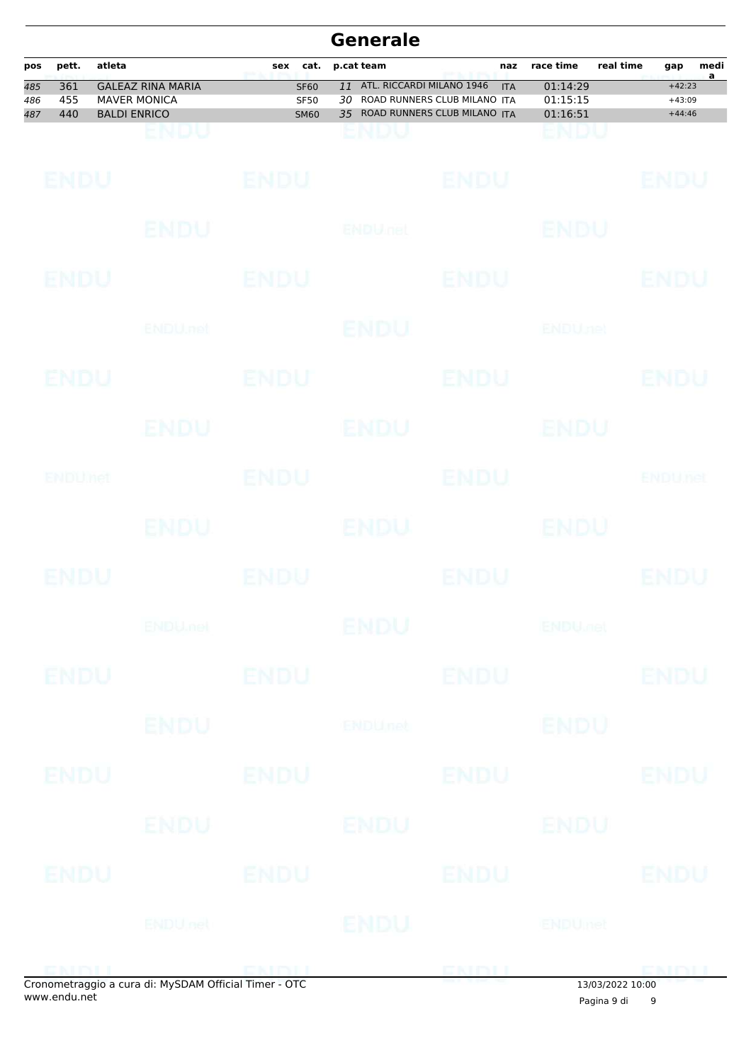# Generale

| pos | pett. | atleta | sex | cat. | p.cat | team | naz | race time | real time | gap | media |
|---|---|---|---|---|---|---|---|---|---|---|---|
| 485 | 361 | GALEAZ RINA MARIA | | SF60 | 11 | ATL. RICCARDI MILANO 1946 | ITA | 01:14:29 | | +42:23 | |
| 486 | 455 | MAVER MONICA | | SF50 | 30 | ROAD RUNNERS CLUB MILANO | ITA | 01:15:15 | | +43:09 | |
| 487 | 440 | BALDI ENRICO | | SM60 | 35 | ROAD RUNNERS CLUB MILANO | ITA | 01:16:51 | | +44:46 | |

Cronometraggio a cura di: MySDAM Official Timer - OTC
www.endu.net

13/03/2022 10:00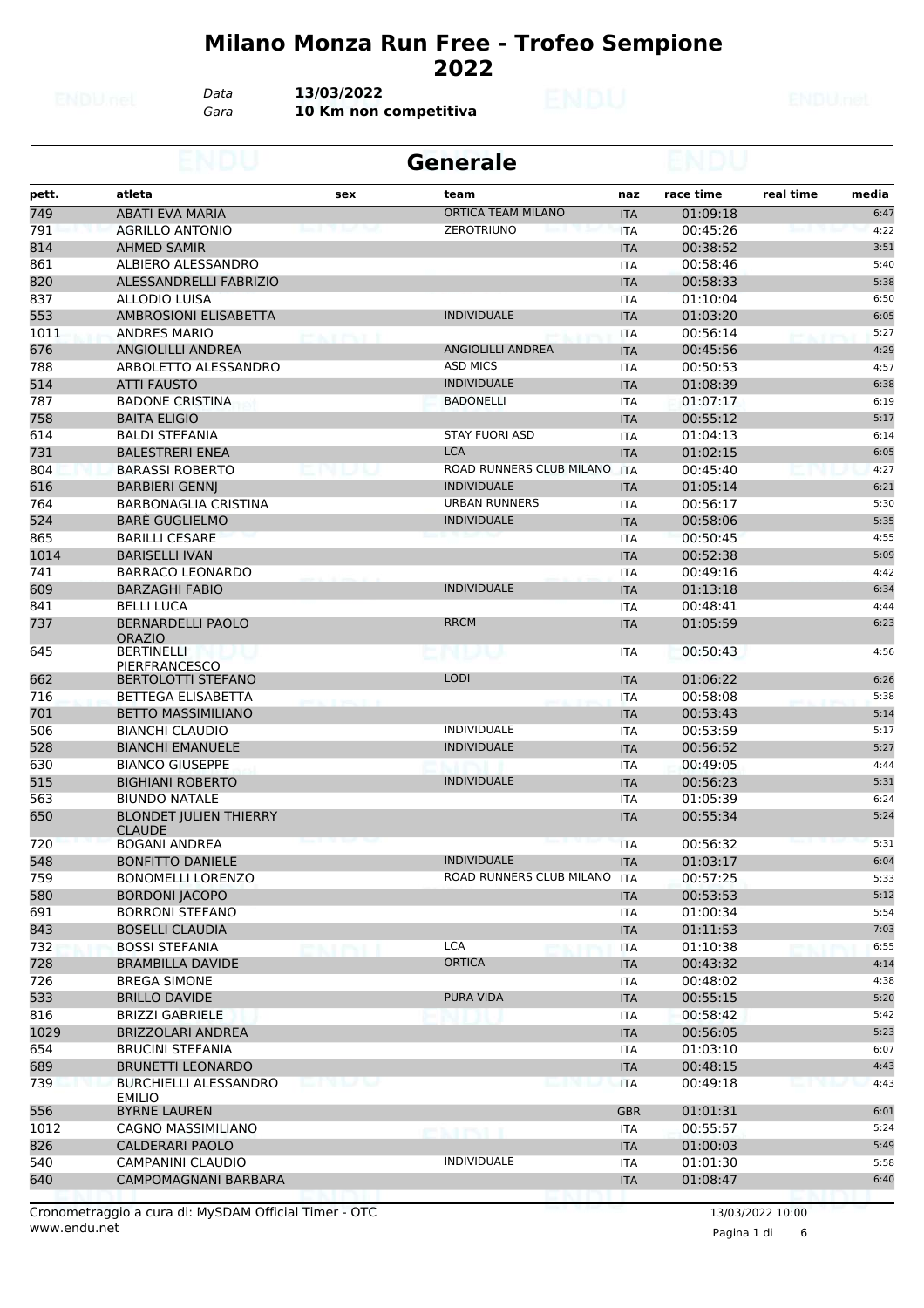# Milano Monza Run Free - Trofeo Sempione 2022

*Data* **13/03/2022**
*Gara* **10 Km non competitiva**

## Generale

| pett. | atleta | sex | team | naz | race time | real time | media |
|---|---|---|---|---|---|---|---|
| 749 | ABATI EVA MARIA | | ORTICA TEAM MILANO | ITA | 01:09:18 | | 6:47 |
| 791 | AGRILLO ANTONIO | | ZEROTRIUNO | ITA | 00:45:26 | | 4:22 |
| 814 | AHMED SAMIR | | | ITA | 00:38:52 | | 3:51 |
| 861 | ALBIERO ALESSANDRO | | | ITA | 00:58:46 | | 5:40 |
| 820 | ALESSANDRELLI FABRIZIO | | | ITA | 00:58:33 | | 5:38 |
| 837 | ALLODIO LUISA | | | ITA | 01:10:04 | | 6:50 |
| 553 | AMBROSIONI ELISABETTA | | INDIVIDUALE | ITA | 01:03:20 | | 6:05 |
| 1011 | ANDRES MARIO | | | ITA | 00:56:14 | | 5:27 |
| 676 | ANGIOLILLI ANDREA | | ANGIOLILLI ANDREA | ITA | 00:45:56 | | 4:29 |
| 788 | ARBOLETTO ALESSANDRO | | ASD MICS | ITA | 00:50:53 | | 4:57 |
| 514 | ATTI FAUSTO | | INDIVIDUALE | ITA | 01:08:39 | | 6:38 |
| 787 | BADONE CRISTINA | | BADONELLI | ITA | 01:07:17 | | 6:19 |
| 758 | BAITA ELIGIO | | | ITA | 00:55:12 | | 5:17 |
| 614 | BALDI STEFANIA | | STAY FUORI ASD | ITA | 01:04:13 | | 6:14 |
| 731 | BALESTRERI ENEA | | LCA | ITA | 01:02:15 | | 6:05 |
| 804 | BARASSI ROBERTO | | ROAD RUNNERS CLUB MILANO | ITA | 00:45:40 | | 4:27 |
| 616 | BARBIERI GENNJ | | INDIVIDUALE | ITA | 01:05:14 | | 6:21 |
| 764 | BARBONAGLIA CRISTINA | | URBAN RUNNERS | ITA | 00:56:17 | | 5:30 |
| 524 | BARÈ GUGLIELMO | | INDIVIDUALE | ITA | 00:58:06 | | 5:35 |
| 865 | BARILLI CESARE | | | ITA | 00:50:45 | | 4:55 |
| 1014 | BARISELLI IVAN | | | ITA | 00:52:38 | | 5:09 |
| 741 | BARRACO LEONARDO | | | ITA | 00:49:16 | | 4:42 |
| 609 | BARZAGHI FABIO | | INDIVIDUALE | ITA | 01:13:18 | | 6:34 |
| 841 | BELLI LUCA | | | ITA | 00:48:41 | | 4:44 |
| 737 | BERNARDELLI PAOLO ORAZIO | | RRCM | ITA | 01:05:59 | | 6:23 |
| 645 | BERTINELLI PIERFRANCESCO | | | ITA | 00:50:43 | | 4:56 |
| 662 | BERTOLOTTI STEFANO | | LODI | ITA | 01:06:22 | | 6:26 |
| 716 | BETTEGA ELISABETTA | | | ITA | 00:58:08 | | 5:38 |
| 701 | BETTO MASSIMILIANO | | | ITA | 00:53:43 | | 5:14 |
| 506 | BIANCHI CLAUDIO | | INDIVIDUALE | ITA | 00:53:59 | | 5:17 |
| 528 | BIANCHI EMANUELE | | INDIVIDUALE | ITA | 00:56:52 | | 5:27 |
| 630 | BIANCO GIUSEPPE | | | ITA | 00:49:05 | | 4:44 |
| 515 | BIGHIANI ROBERTO | | INDIVIDUALE | ITA | 00:56:23 | | 5:31 |
| 563 | BIUNDO NATALE | | | ITA | 01:05:39 | | 6:24 |
| 650 | BLONDET JULIEN THIERRY CLAUDE | | | ITA | 00:55:34 | | 5:24 |
| 720 | BOGANI ANDREA | | | ITA | 00:56:32 | | 5:31 |
| 548 | BONFITTO DANIELE | | INDIVIDUALE | ITA | 01:03:17 | | 6:04 |
| 759 | BONOMELLI LORENZO | | ROAD RUNNERS CLUB MILANO | ITA | 00:57:25 | | 5:33 |
| 580 | BORDONI JACOPO | | | ITA | 00:53:53 | | 5:12 |
| 691 | BORRONI STEFANO | | | ITA | 01:00:34 | | 5:54 |
| 843 | BOSELLI CLAUDIA | | | ITA | 01:11:53 | | 7:03 |
| 732 | BOSSI STEFANIA | | LCA | ITA | 01:10:38 | | 6:55 |
| 728 | BRAMBILLA DAVIDE | | ORTICA | ITA | 00:43:32 | | 4:14 |
| 726 | BREGA SIMONE | | | ITA | 00:48:02 | | 4:38 |
| 533 | BRILLO DAVIDE | | PURA VIDA | ITA | 00:55:15 | | 5:20 |
| 816 | BRIZZI GABRIELE | | | ITA | 00:58:42 | | 5:42 |
| 1029 | BRIZZOLARI ANDREA | | | ITA | 00:56:05 | | 5:23 |
| 654 | BRUCINI STEFANIA | | | ITA | 01:03:10 | | 6:07 |
| 689 | BRUNETTI LEONARDO | | | ITA | 00:48:15 | | 4:43 |
| 739 | BURCHIELLI ALESSANDRO EMILIO | | | ITA | 00:49:18 | | 4:43 |
| 556 | BYRNE LAUREN | | | GBR | 01:01:31 | | 6:01 |
| 1012 | CAGNO MASSIMILIANO | | | ITA | 00:55:57 | | 5:24 |
| 826 | CALDERARI PAOLO | | | ITA | 01:00:03 | | 5:49 |
| 540 | CAMPANINI CLAUDIO | | INDIVIDUALE | ITA | 01:01:30 | | 5:58 |
| 640 | CAMPOMAGNANI BARBARA | | | ITA | 01:08:47 | | 6:40 |

Cronometraggio a cura di: MySDAM Official Timer - OTC
www.endu.net

13/03/2022 10:00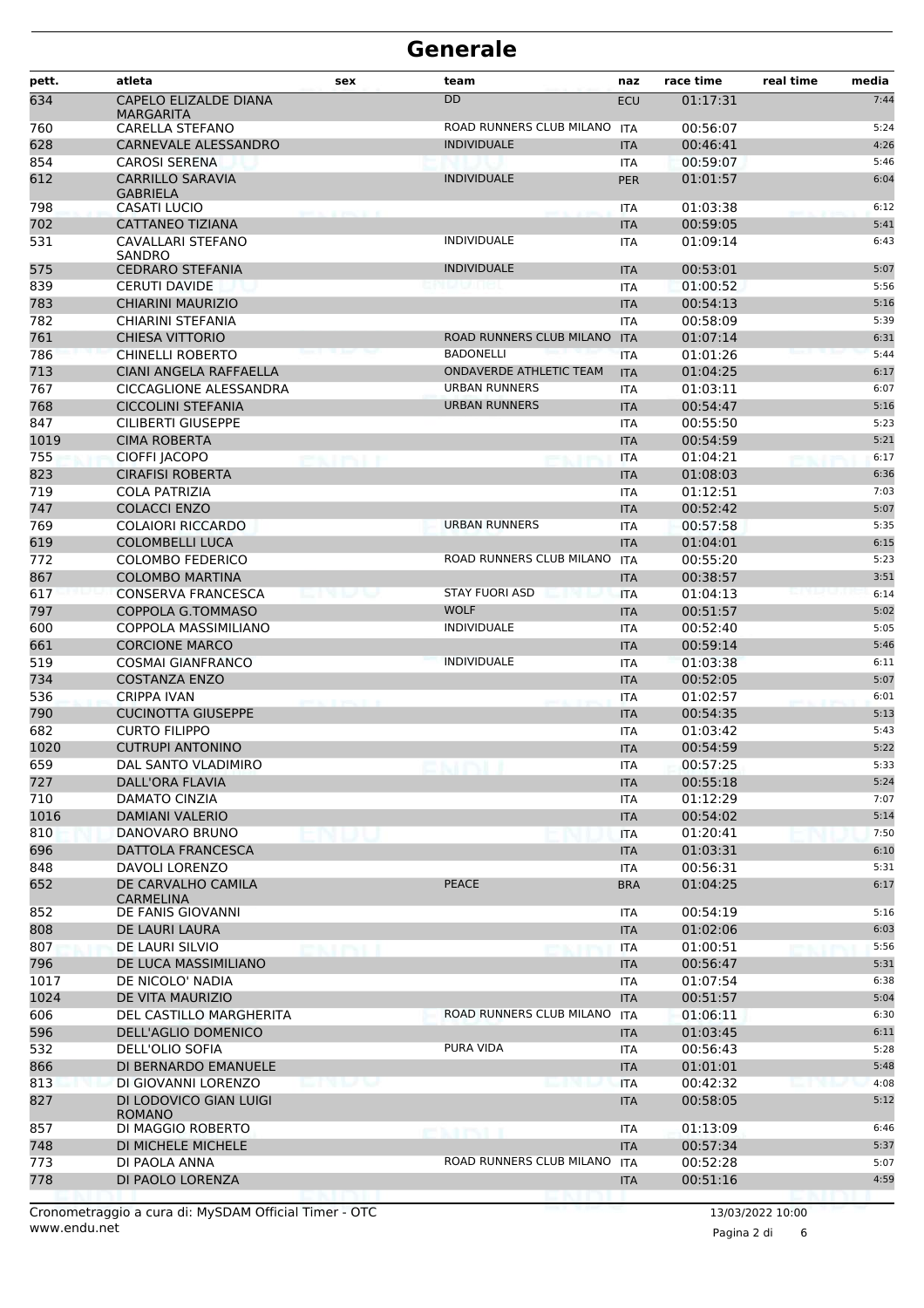# Generale

| pett. | atleta | sex | team | naz | race time | real time | media |
|---|---|---|---|---|---|---|---|
| 634 | CAPELO ELIZALDE DIANA MARGARITA | | DD | ECU | 01:17:31 | | 7:44 |
| 760 | CARELLA STEFANO | | ROAD RUNNERS CLUB MILANO | ITA | 00:56:07 | | 5:24 |
| 628 | CARNEVALE ALESSANDRO | | INDIVIDUALE | ITA | 00:46:41 | | 4:26 |
| 854 | CAROSI SERENA | | | ITA | 00:59:07 | | 5:46 |
| 612 | CARRILLO SARAVIA GABRIELA | | INDIVIDUALE | PER | 01:01:57 | | 6:04 |
| 798 | CASATI LUCIO | | | ITA | 01:03:38 | | 6:12 |
| 702 | CATTANEO TIZIANA | | | ITA | 00:59:05 | | 5:41 |
| 531 | CAVALLARI STEFANO SANDRO | | INDIVIDUALE | ITA | 01:09:14 | | 6:43 |
| 575 | CEDRARO STEFANIA | | INDIVIDUALE | ITA | 00:53:01 | | 5:07 |
| 839 | CERUTI DAVIDE | | | ITA | 01:00:52 | | 5:56 |
| 783 | CHIARINI MAURIZIO | | | ITA | 00:54:13 | | 5:16 |
| 782 | CHIARINI STEFANIA | | | ITA | 00:58:09 | | 5:39 |
| 761 | CHIESA VITTORIO | | ROAD RUNNERS CLUB MILANO | ITA | 01:07:14 | | 6:31 |
| 786 | CHINELLI ROBERTO | | BADONELLI | ITA | 01:01:26 | | 5:44 |
| 713 | CIANI ANGELA RAFFAELLA | | ONDAVERDE ATHLETIC TEAM | ITA | 01:04:25 | | 6:17 |
| 767 | CICCAGLIONE ALESSANDRA | | URBAN RUNNERS | ITA | 01:03:11 | | 6:07 |
| 768 | CICCOLINI STEFANIA | | URBAN RUNNERS | ITA | 00:54:47 | | 5:16 |
| 847 | CILIBERTI GIUSEPPE | | | ITA | 00:55:50 | | 5:23 |
| 1019 | CIMA ROBERTA | | | ITA | 00:54:59 | | 5:21 |
| 755 | CIOFFI JACOPO | | | ITA | 01:04:21 | | 6:17 |
| 823 | CIRAFISI ROBERTA | | | ITA | 01:08:03 | | 6:36 |
| 719 | COLA PATRIZIA | | | ITA | 01:12:51 | | 7:03 |
| 747 | COLACCI ENZO | | | ITA | 00:52:42 | | 5:07 |
| 769 | COLAIORI RICCARDO | | URBAN RUNNERS | ITA | 00:57:58 | | 5:35 |
| 619 | COLOMBELLI LUCA | | | ITA | 01:04:01 | | 6:15 |
| 772 | COLOMBO FEDERICO | | ROAD RUNNERS CLUB MILANO | ITA | 00:55:20 | | 5:23 |
| 867 | COLOMBO MARTINA | | | ITA | 00:38:57 | | 3:51 |
| 617 | CONSERVA FRANCESCA | | STAY FUORI ASD | ITA | 01:04:13 | | 6:14 |
| 797 | COPPOLA G.TOMMASO | | WOLF | ITA | 00:51:57 | | 5:02 |
| 600 | COPPOLA MASSIMILIANO | | INDIVIDUALE | ITA | 00:52:40 | | 5:05 |
| 661 | CORCIONE MARCO | | | ITA | 00:59:14 | | 5:46 |
| 519 | COSMAI GIANFRANCO | | INDIVIDUALE | ITA | 01:03:38 | | 6:11 |
| 734 | COSTANZA ENZO | | | ITA | 00:52:05 | | 5:07 |
| 536 | CRIPPA IVAN | | | ITA | 01:02:57 | | 6:01 |
| 790 | CUCINOTTA GIUSEPPE | | | ITA | 00:54:35 | | 5:13 |
| 682 | CURTO FILIPPO | | | ITA | 01:03:42 | | 5:43 |
| 1020 | CUTRUPI ANTONINO | | | ITA | 00:54:59 | | 5:22 |
| 659 | DAL SANTO VLADIMIRO | | | ITA | 00:57:25 | | 5:33 |
| 727 | DALL'ORA FLAVIA | | | ITA | 00:55:18 | | 5:24 |
| 710 | DAMATO CINZIA | | | ITA | 01:12:29 | | 7:07 |
| 1016 | DAMIANI VALERIO | | | ITA | 00:54:02 | | 5:14 |
| 810 | DANOVARO BRUNO | | | ITA | 01:20:41 | | 7:50 |
| 696 | DATTOLA FRANCESCA | | | ITA | 01:03:31 | | 6:10 |
| 848 | DAVOLI LORENZO | | | ITA | 00:56:31 | | 5:31 |
| 652 | DE CARVALHO CAMILA CARMELINA | | PEACE | BRA | 01:04:25 | | 6:17 |
| 852 | DE FANIS GIOVANNI | | | ITA | 00:54:19 | | 5:16 |
| 808 | DE LAURI LAURA | | | ITA | 01:02:06 | | 6:03 |
| 807 | DE LAURI SILVIO | | | ITA | 01:00:51 | | 5:56 |
| 796 | DE LUCA MASSIMILIANO | | | ITA | 00:56:47 | | 5:31 |
| 1017 | DE NICOLO' NADIA | | | ITA | 01:07:54 | | 6:38 |
| 1024 | DE VITA MAURIZIO | | | ITA | 00:51:57 | | 5:04 |
| 606 | DEL CASTILLO MARGHERITA | | ROAD RUNNERS CLUB MILANO | ITA | 01:06:11 | | 6:30 |
| 596 | DELL'AGLIO DOMENICO | | | ITA | 01:03:45 | | 6:11 |
| 532 | DELL'OLIO SOFIA | | PURA VIDA | ITA | 00:56:43 | | 5:28 |
| 866 | DI BERNARDO EMANUELE | | | ITA | 01:01:01 | | 5:48 |
| 813 | DI GIOVANNI LORENZO | | | ITA | 00:42:32 | | 4:08 |
| 827 | DI LODOVICO GIAN LUIGI ROMANO | | | ITA | 00:58:05 | | 5:12 |
| 857 | DI MAGGIO ROBERTO | | | ITA | 01:13:09 | | 6:46 |
| 748 | DI MICHELE MICHELE | | | ITA | 00:57:34 | | 5:37 |
| 773 | DI PAOLA ANNA | | ROAD RUNNERS CLUB MILANO | ITA | 00:52:28 | | 5:07 |
| 778 | DI PAOLO LORENZA | | | ITA | 00:51:16 | | 4:59 |

Cronometraggio a cura di: MySDAM Official Timer - OTC
www.endu.net

13/03/2022 10:00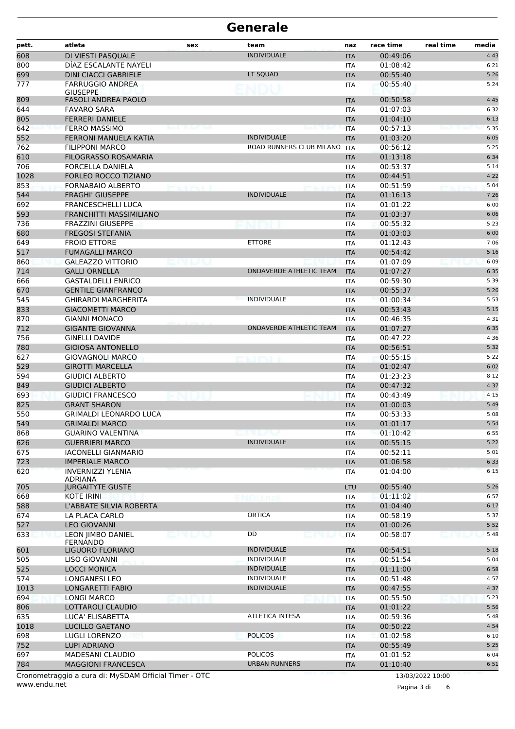# Generale

| pett. | atleta | sex | team | naz | race time | real time | media |
|---|---|---|---|---|---|---|---|
| 608 | DI VIESTI PASQUALE | | INDIVIDUALE | ITA | 00:49:06 | | 4:43 |
| 800 | DÍAZ ESCALANTE NAYELI | | | ITA | 01:08:42 | | 6:21 |
| 699 | DINI CIACCI GABRIELE | | LT SQUAD | ITA | 00:55:40 | | 5:26 |
| 777 | FARRUGGIO ANDREA GIUSEPPE | | | ITA | 00:55:40 | | 5:24 |
| 809 | FASOLI ANDREA PAOLO | | | ITA | 00:50:58 | | 4:45 |
| 644 | FAVARO SARA | | | ITA | 01:07:03 | | 6:32 |
| 805 | FERRERI DANIELE | | | ITA | 01:04:10 | | 6:13 |
| 642 | FERRO MASSIMO | | | ITA | 00:57:13 | | 5:35 |
| 552 | FERRONI MANUELA KATIA | | INDIVIDUALE | ITA | 01:03:20 | | 6:05 |
| 762 | FILIPPONI MARCO | | ROAD RUNNERS CLUB MILANO | ITA | 00:56:12 | | 5:25 |
| 610 | FILOGRASSO ROSAMARIA | | | ITA | 01:13:18 | | 6:34 |
| 706 | FORCELLA DANIELA | | | ITA | 00:53:37 | | 5:14 |
| 1028 | FORLEO ROCCO TIZIANO | | | ITA | 00:44:51 | | 4:22 |
| 853 | FORNABAIO ALBERTO | | | ITA | 00:51:59 | | 5:04 |
| 544 | FRAGHI' GIUSEPPE | | INDIVIDUALE | ITA | 01:16:13 | | 7:26 |
| 692 | FRANCESCHELLI LUCA | | | ITA | 01:01:22 | | 6:00 |
| 593 | FRANCHITTI MASSIMILIANO | | | ITA | 01:03:37 | | 6:06 |
| 736 | FRAZZINI GIUSEPPE | | | ITA | 00:55:32 | | 5:23 |
| 680 | FREGOSI STEFANIA | | | ITA | 01:03:03 | | 6:00 |
| 649 | FROIO ETTORE | | ETTORE | ITA | 01:12:43 | | 7:06 |
| 517 | FUMAGALLI MARCO | | | ITA | 00:54:42 | | 5:16 |
| 860 | GALEAZZO VITTORIO | | | ITA | 01:07:09 | | 6:09 |
| 714 | GALLI ORNELLA | | ONDAVERDE ATHLETIC TEAM | ITA | 01:07:27 | | 6:35 |
| 666 | GASTALDELLI ENRICO | | | ITA | 00:59:30 | | 5:39 |
| 670 | GENTILE GIANFRANCO | | | ITA | 00:55:37 | | 5:26 |
| 545 | GHIRARDI MARGHERITA | | INDIVIDUALE | ITA | 01:00:34 | | 5:53 |
| 833 | GIACOMETTI MARCO | | | ITA | 00:53:43 | | 5:15 |
| 870 | GIANNI MONACO | | | ITA | 00:46:35 | | 4:31 |
| 712 | GIGANTE GIOVANNA | | ONDAVERDE ATHLETIC TEAM | ITA | 01:07:27 | | 6:35 |
| 756 | GINELLI DAVIDE | | | ITA | 00:47:22 | | 4:36 |
| 780 | GIOIOSA ANTONELLO | | | ITA | 00:56:51 | | 5:32 |
| 627 | GIOVAGNOLI MARCO | | | ITA | 00:55:15 | | 5:22 |
| 529 | GIROTTI MARCELLA | | | ITA | 01:02:47 | | 6:02 |
| 594 | GIUDICI ALBERTO | | | ITA | 01:23:23 | | 8:12 |
| 849 | GIUDICI ALBERTO | | | ITA | 00:47:32 | | 4:37 |
| 693 | GIUDICI FRANCESCO | | | ITA | 00:43:49 | | 4:15 |
| 825 | GRANT SHARON | | | ITA | 01:00:03 | | 5:49 |
| 550 | GRIMALDI LEONARDO LUCA | | | ITA | 00:53:33 | | 5:08 |
| 549 | GRIMALDI MARCO | | | ITA | 01:01:17 | | 5:54 |
| 868 | GUARINO VALENTINA | | | ITA | 01:10:42 | | 6:55 |
| 626 | GUERRIERI MARCO | | INDIVIDUALE | ITA | 00:55:15 | | 5:22 |
| 675 | IACONELLI GIANMARIO | | | ITA | 00:52:11 | | 5:01 |
| 723 | IMPERIALE MARCO | | | ITA | 01:06:58 | | 6:33 |
| 620 | INVERNIZZI YLENIA ADRIANA | | | ITA | 01:04:00 | | 6:15 |
| 705 | JURGAITYTE GUSTE | | | LTU | 00:55:40 | | 5:26 |
| 668 | KOTE IRINI | | | ITA | 01:11:02 | | 6:57 |
| 588 | L'ABBATE SILVIA ROBERTA | | | ITA | 01:04:40 | | 6:17 |
| 674 | LA PLACA CARLO | | ORTICA | ITA | 00:58:19 | | 5:37 |
| 527 | LEO GIOVANNI | | | ITA | 01:00:26 | | 5:52 |
| 633 | LEON JIMBO DANIEL FERNANDO | | DD | ITA | 00:58:07 | | 5:48 |
| 601 | LIGUORO FLORIANO | | INDIVIDUALE | ITA | 00:54:51 | | 5:18 |
| 505 | LISO GIOVANNI | | INDIVIDUALE | ITA | 00:51:54 | | 5:04 |
| 525 | LOCCI MONICA | | INDIVIDUALE | ITA | 01:11:00 | | 6:58 |
| 574 | LONGANESI LEO | | INDIVIDUALE | ITA | 00:51:48 | | 4:57 |
| 1013 | LONGARETTI FABIO | | INDIVIDUALE | ITA | 00:47:55 | | 4:37 |
| 694 | LONGI MARCO | | | ITA | 00:55:50 | | 5:23 |
| 806 | LOTTAROLI CLAUDIO | | | ITA | 01:01:22 | | 5:56 |
| 635 | LUCA' ELISABETTA | | ATLETICA INTESA | ITA | 00:59:36 | | 5:48 |
| 1018 | LUCILLO GAETANO | | | ITA | 00:50:22 | | 4:54 |
| 698 | LUGLI LORENZO | | POLICOS | ITA | 01:02:58 | | 6:10 |
| 752 | LUPI ADRIANO | | | ITA | 00:55:49 | | 5:25 |
| 697 | MADESANI CLAUDIO | | POLICOS | ITA | 01:01:52 | | 6:04 |
| 784 | MAGGIONI FRANCESCA | | URBAN RUNNERS | ITA | 01:10:40 | | 6:51 |

Cronometraggio a cura di: MySDAM Official Timer - OTC
www.endu.net

13/03/2022 10:00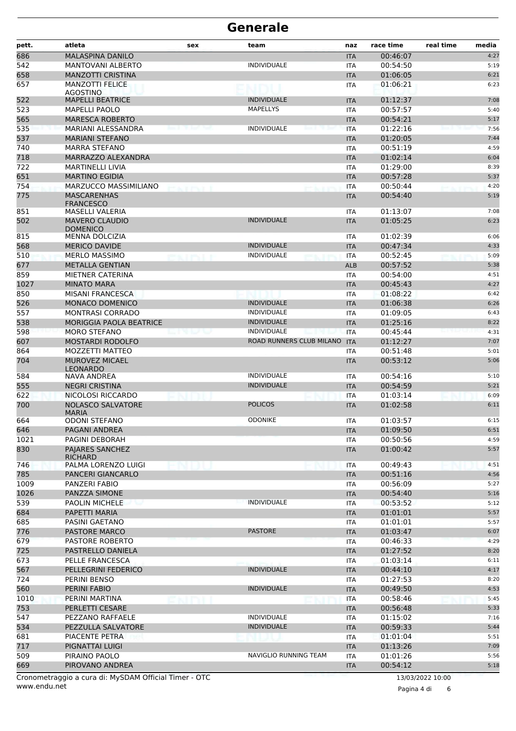# Generale

| pett. | atleta | sex | team | naz | race time | real time | media |
|---|---|---|---|---|---|---|---|
| 686 | MALASPINA DANILO | | | ITA | 00:46:07 | | 4:27 |
| 542 | MANTOVANI ALBERTO | | INDIVIDUALE | ITA | 00:54:50 | | 5:19 |
| 658 | MANZOTTI CRISTINA | | | ITA | 01:06:05 | | 6:21 |
| 657 | MANZOTTI FELICE AGOSTINO | | | ITA | 01:06:21 | | 6:23 |
| 522 | MAPELLI BEATRICE | | INDIVIDUALE | ITA | 01:12:37 | | 7:08 |
| 523 | MAPELLI PAOLO | | MAPELLYS | ITA | 00:57:57 | | 5:40 |
| 565 | MARESCA ROBERTO | | | ITA | 00:54:21 | | 5:17 |
| 535 | MARIANI ALESSANDRA | | INDIVIDUALE | ITA | 01:22:16 | | 7:56 |
| 537 | MARIANI STEFANO | | | ITA | 01:20:05 | | 7:44 |
| 740 | MARRA STEFANO | | | ITA | 00:51:19 | | 4:59 |
| 718 | MARRAZZO ALEXANDRA | | | ITA | 01:02:14 | | 6:04 |
| 722 | MARTINELLI LIVIA | | | ITA | 01:29:00 | | 8:39 |
| 651 | MARTINO EGIDIA | | | ITA | 00:57:28 | | 5:37 |
| 754 | MARZUCCO MASSIMILIANO | | | ITA | 00:50:44 | | 4:20 |
| 775 | MASCARENHAS FRANCESCO | | | ITA | 00:54:40 | | 5:19 |
| 851 | MASELLI VALERIA | | | ITA | 01:13:07 | | 7:08 |
| 502 | MAVERO CLAUDIO DOMENICO | | INDIVIDUALE | ITA | 01:05:25 | | 6:23 |
| 815 | MENNA DOLCIZIA | | | ITA | 01:02:39 | | 6:06 |
| 568 | MERICO DAVIDE | | INDIVIDUALE | ITA | 00:47:34 | | 4:33 |
| 510 | MERLO MASSIMO | | INDIVIDUALE | ITA | 00:52:45 | | 5:09 |
| 677 | METALLA GENTIAN | | | ALB | 00:57:52 | | 5:38 |
| 859 | MIETNER CATERINA | | | ITA | 00:54:00 | | 4:51 |
| 1027 | MINATO MARA | | | ITA | 00:45:43 | | 4:27 |
| 850 | MISANI FRANCESCA | | | ITA | 01:08:22 | | 6:42 |
| 526 | MONACO DOMENICO | | INDIVIDUALE | ITA | 01:06:38 | | 6:26 |
| 557 | MONTRASI CORRADO | | INDIVIDUALE | ITA | 01:09:05 | | 6:43 |
| 538 | MORIGGIA PAOLA BEATRICE | | INDIVIDUALE | ITA | 01:25:16 | | 8:22 |
| 598 | MORO STEFANO | | INDIVIDUALE | ITA | 00:45:44 | | 4:31 |
| 607 | MOSTARDI RODOLFO | | ROAD RUNNERS CLUB MILANO | ITA | 01:12:27 | | 7:07 |
| 864 | MOZZETTI MATTEO | | | ITA | 00:51:48 | | 5:01 |
| 704 | MUROVEZ MICAEL LEONARDO | | | ITA | 00:53:12 | | 5:06 |
| 584 | NAVA ANDREA | | INDIVIDUALE | ITA | 00:54:16 | | 5:10 |
| 555 | NEGRI CRISTINA | | INDIVIDUALE | ITA | 00:54:59 | | 5:21 |
| 622 | NICOLOSI RICCARDO | | | ITA | 01:03:14 | | 6:09 |
| 700 | NOLASCO SALVATORE MARIA | | POLICOS | ITA | 01:02:58 | | 6:11 |
| 664 | ODONI STEFANO | | ODONIKE | ITA | 01:03:57 | | 6:15 |
| 646 | PAGANI ANDREA | | | ITA | 01:09:50 | | 6:51 |
| 1021 | PAGINI DEBORAH | | | ITA | 00:50:56 | | 4:59 |
| 830 | PAJARES SANCHEZ RICHARD | | | ITA | 01:00:42 | | 5:57 |
| 746 | PALMA LORENZO LUIGI | | | ITA | 00:49:43 | | 4:51 |
| 785 | PANCERI GIANCARLO | | | ITA | 00:51:16 | | 4:56 |
| 1009 | PANZERI FABIO | | | ITA | 00:56:09 | | 5:27 |
| 1026 | PANZZA SIMONE | | | ITA | 00:54:40 | | 5:16 |
| 539 | PAOLIN MICHELE | | INDIVIDUALE | ITA | 00:53:52 | | 5:12 |
| 684 | PAPETTI MARIA | | | ITA | 01:01:01 | | 5:57 |
| 685 | PASINI GAETANO | | | ITA | 01:01:01 | | 5:57 |
| 776 | PASTORE MARCO | | PASTORE | ITA | 01:03:47 | | 6:07 |
| 679 | PASTORE ROBERTO | | | ITA | 00:46:33 | | 4:29 |
| 725 | PASTRELLO DANIELA | | | ITA | 01:27:52 | | 8:20 |
| 673 | PELLE FRANCESCA | | | ITA | 01:03:14 | | 6:11 |
| 567 | PELLEGRINI FEDERICO | | INDIVIDUALE | ITA | 00:44:10 | | 4:17 |
| 724 | PERINI BENSO | | | ITA | 01:27:53 | | 8:20 |
| 560 | PERINI FABIO | | INDIVIDUALE | ITA | 00:49:50 | | 4:53 |
| 1010 | PERINI MARTINA | | | ITA | 00:58:46 | | 5:45 |
| 753 | PERLETTI CESARE | | | ITA | 00:56:48 | | 5:33 |
| 547 | PEZZANO RAFFAELE | | INDIVIDUALE | ITA | 01:15:02 | | 7:16 |
| 534 | PEZZULLA SALVATORE | | INDIVIDUALE | ITA | 00:59:33 | | 5:44 |
| 681 | PIACENTE PETRA | | | ITA | 01:01:04 | | 5:51 |
| 717 | PIGNATTAI LUIGI | | | ITA | 01:13:26 | | 7:09 |
| 509 | PIRAINO PAOLO | | NAVIGLIO RUNNING TEAM | ITA | 01:01:26 | | 5:56 |
| 669 | PIROVANO ANDREA | | | ITA | 00:54:12 | | 5:18 |

Cronometraggio a cura di: MySDAM Official Timer - OTC
www.endu.net

13/03/2022 10:00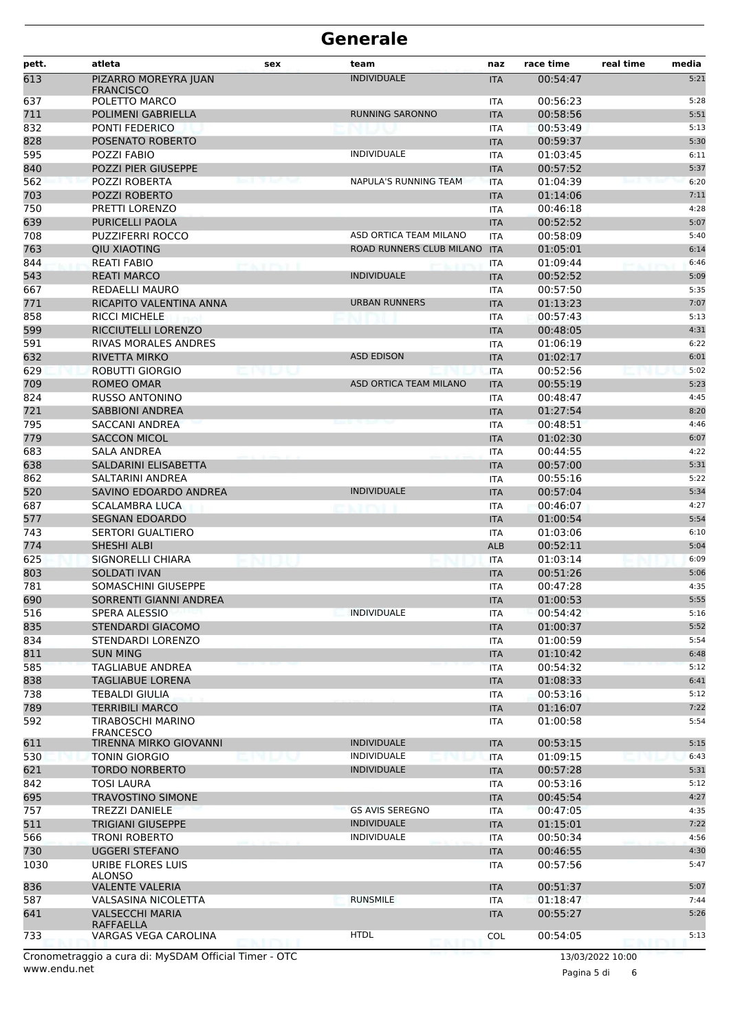# Generale

| pett. | atleta | sex | team | naz | race time | real time | media |
|---|---|---|---|---|---|---|---|
| 613 | PIZARRO MOREYRA JUAN FRANCISCO | | INDIVIDUALE | ITA | 00:54:47 | | 5:21 |
| 637 | POLETTO MARCO | | | ITA | 00:56:23 | | 5:28 |
| 711 | POLIMENI GABRIELLA | | RUNNING SARONNO | ITA | 00:58:56 | | 5:51 |
| 832 | PONTI FEDERICO | | | ITA | 00:53:49 | | 5:13 |
| 828 | POSENATO ROBERTO | | | ITA | 00:59:37 | | 5:30 |
| 595 | POZZI FABIO | | INDIVIDUALE | ITA | 01:03:45 | | 6:11 |
| 840 | POZZI PIER GIUSEPPE | | | ITA | 00:57:52 | | 5:37 |
| 562 | POZZI ROBERTA | | NAPULA'S RUNNING TEAM | ITA | 01:04:39 | | 6:20 |
| 703 | POZZI ROBERTO | | | ITA | 01:14:06 | | 7:11 |
| 750 | PRETTI LORENZO | | | ITA | 00:46:18 | | 4:28 |
| 639 | PURICELLI PAOLA | | | ITA | 00:52:52 | | 5:07 |
| 708 | PUZZIFERRI ROCCO | | ASD ORTICA TEAM MILANO | ITA | 00:58:09 | | 5:40 |
| 763 | QIU XIAOTING | | ROAD RUNNERS CLUB MILANO | ITA | 01:05:01 | | 6:14 |
| 844 | REATI FABIO | | | ITA | 01:09:44 | | 6:46 |
| 543 | REATI MARCO | | INDIVIDUALE | ITA | 00:52:52 | | 5:09 |
| 667 | REDAELLI MAURO | | | ITA | 00:57:50 | | 5:35 |
| 771 | RICAPITO VALENTINA ANNA | | URBAN RUNNERS | ITA | 01:13:23 | | 7:07 |
| 858 | RICCI MICHELE | | | ITA | 00:57:43 | | 5:13 |
| 599 | RICCIUTELLI LORENZO | | | ITA | 00:48:05 | | 4:31 |
| 591 | RIVAS MORALES ANDRES | | | ITA | 01:06:19 | | 6:22 |
| 632 | RIVETTA MIRKO | | ASD EDISON | ITA | 01:02:17 | | 6:01 |
| 629 | ROBUTTI GIORGIO | | | ITA | 00:52:56 | | 5:02 |
| 709 | ROMEO OMAR | | ASD ORTICA TEAM MILANO | ITA | 00:55:19 | | 5:23 |
| 824 | RUSSO ANTONINO | | | ITA | 00:48:47 | | 4:45 |
| 721 | SABBIONI ANDREA | | | ITA | 01:27:54 | | 8:20 |
| 795 | SACCANI ANDREA | | | ITA | 00:48:51 | | 4:46 |
| 779 | SACCON MICOL | | | ITA | 01:02:30 | | 6:07 |
| 683 | SALA ANDREA | | | ITA | 00:44:55 | | 4:22 |
| 638 | SALDARINI ELISABETTA | | | ITA | 00:57:00 | | 5:31 |
| 862 | SALTARINI ANDREA | | | ITA | 00:55:16 | | 5:22 |
| 520 | SAVINO EDOARDO ANDREA | | INDIVIDUALE | ITA | 00:57:04 | | 5:34 |
| 687 | SCALAMBRA LUCA | | | ITA | 00:46:07 | | 4:27 |
| 577 | SEGNAN EDOARDO | | | ITA | 01:00:54 | | 5:54 |
| 743 | SERTORI GUALTIERO | | | ITA | 01:03:06 | | 6:10 |
| 774 | SHESHI ALBI | | | ALB | 00:52:11 | | 5:04 |
| 625 | SIGNORELLI CHIARA | | | ITA | 01:03:14 | | 6:09 |
| 803 | SOLDATI IVAN | | | ITA | 00:51:26 | | 5:06 |
| 781 | SOMASCHINI GIUSEPPE | | | ITA | 00:47:28 | | 4:35 |
| 690 | SORRENTI GIANNI ANDREA | | | ITA | 01:00:53 | | 5:55 |
| 516 | SPERA ALESSIO | | INDIVIDUALE | ITA | 00:54:42 | | 5:16 |
| 835 | STENDARDI GIACOMO | | | ITA | 01:00:37 | | 5:52 |
| 834 | STENDARDI LORENZO | | | ITA | 01:00:59 | | 5:54 |
| 811 | SUN MING | | | ITA | 01:10:42 | | 6:48 |
| 585 | TAGLIABUE ANDREA | | | ITA | 00:54:32 | | 5:12 |
| 838 | TAGLIABUE LORENA | | | ITA | 01:08:33 | | 6:41 |
| 738 | TEBALDI GIULIA | | | ITA | 00:53:16 | | 5:12 |
| 789 | TERRIBILI MARCO | | | ITA | 01:16:07 | | 7:22 |
| 592 | TIRABOSCHI MARINO FRANCESCO | | | ITA | 01:00:58 | | 5:54 |
| 611 | TIRENNA MIRKO GIOVANNI | | INDIVIDUALE | ITA | 00:53:15 | | 5:15 |
| 530 | TONIN GIORGIO | | INDIVIDUALE | ITA | 01:09:15 | | 6:43 |
| 621 | TORDO NORBERTO | | INDIVIDUALE | ITA | 00:57:28 | | 5:31 |
| 842 | TOSI LAURA | | | ITA | 00:53:16 | | 5:12 |
| 695 | TRAVOSTINO SIMONE | | | ITA | 00:45:54 | | 4:27 |
| 757 | TREZZI DANIELE | | GS AVIS SEREGNO | ITA | 00:47:05 | | 4:35 |
| 511 | TRIGIANI GIUSEPPE | | INDIVIDUALE | ITA | 01:15:01 | | 7:22 |
| 566 | TRONI ROBERTO | | INDIVIDUALE | ITA | 00:50:34 | | 4:56 |
| 730 | UGGERI STEFANO | | | ITA | 00:46:55 | | 4:30 |
| 1030 | URIBE FLORES LUIS ALONSO | | | ITA | 00:57:56 | | 5:47 |
| 836 | VALENTE VALERIA | | | ITA | 00:51:37 | | 5:07 |
| 587 | VALSASINA NICOLETTA | | RUNSMILE | ITA | 01:18:47 | | 7:44 |
| 641 | VALSECCHI MARIA RAFFAELLA | | | ITA | 00:55:27 | | 5:26 |
| 733 | VARGAS VEGA CAROLINA | | HTDL | COL | 00:54:05 | | 5:13 |

Cronometraggio a cura di: MySDAM Official Timer - OTC
www.endu.net

13/03/2022 10:00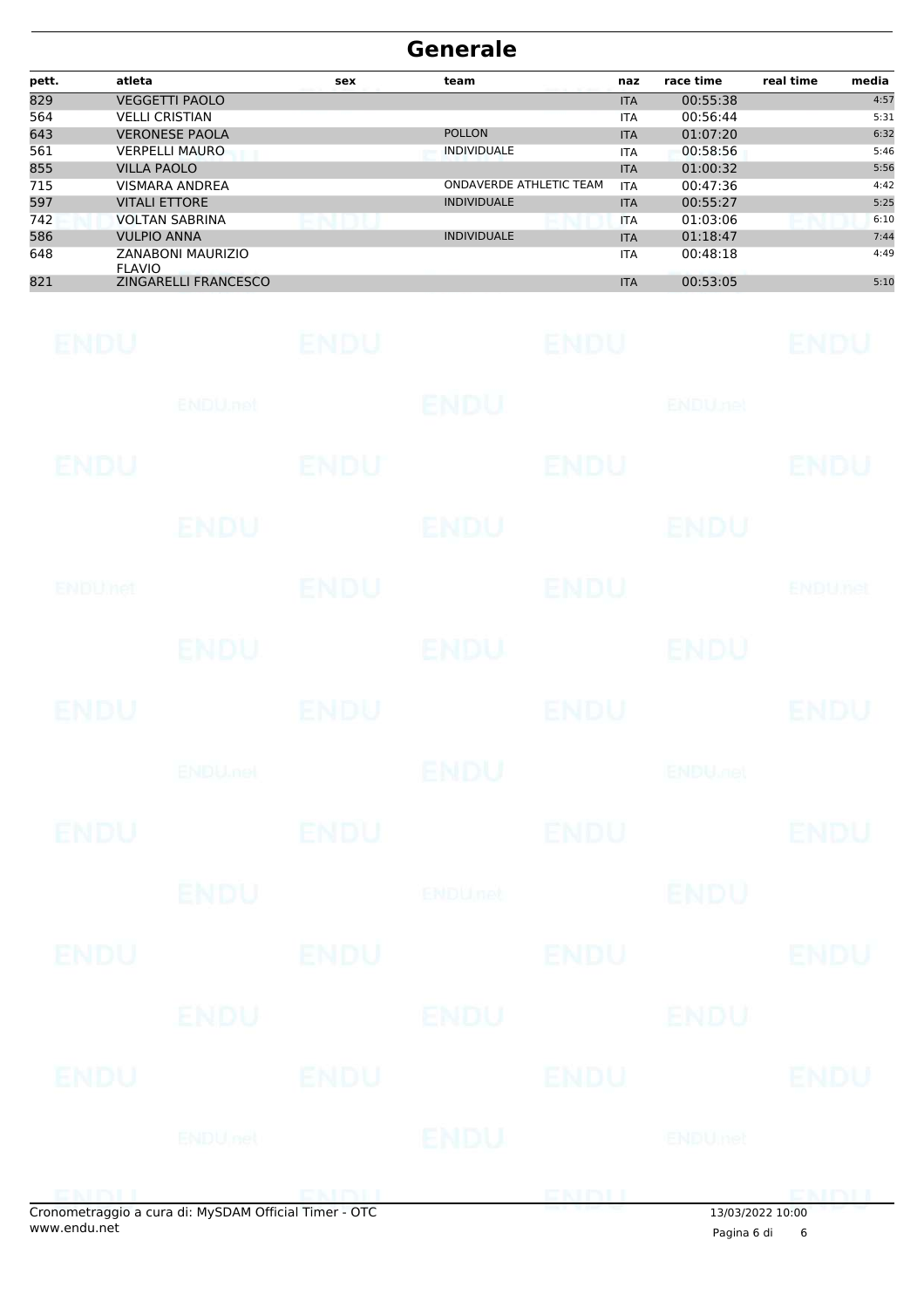# Generale

| pett. | atleta | sex | team | naz | race time | real time | media |
|---|---|---|---|---|---|---|---|
| 829 | VEGGETTI PAOLO | | | ITA | 00:55:38 | | 4:57 |
| 564 | VELLI CRISTIAN | | | ITA | 00:56:44 | | 5:31 |
| 643 | VERONESE PAOLA | | POLLON | ITA | 01:07:20 | | 6:32 |
| 561 | VERPELLI MAURO | | INDIVIDUALE | ITA | 00:58:56 | | 5:46 |
| 855 | VILLA PAOLO | | | ITA | 01:00:32 | | 5:56 |
| 715 | VISMARA ANDREA | | ONDAVERDE ATHLETIC TEAM | ITA | 00:47:36 | | 4:42 |
| 597 | VITALI ETTORE | | INDIVIDUALE | ITA | 00:55:27 | | 5:25 |
| 742 | VOLTAN SABRINA | | | ITA | 01:03:06 | | 6:10 |
| 586 | VULPIO ANNA | | INDIVIDUALE | ITA | 01:18:47 | | 7:44 |
| 648 | ZANABONI MAURIZIO FLAVIO | | | ITA | 00:48:18 | | 4:49 |
| 821 | ZINGARELLI FRANCESCO | | | ITA | 00:53:05 | | 5:10 |

Cronometraggio a cura di: MySDAM Official Timer - OTC
www.endu.net

13/03/2022 10:00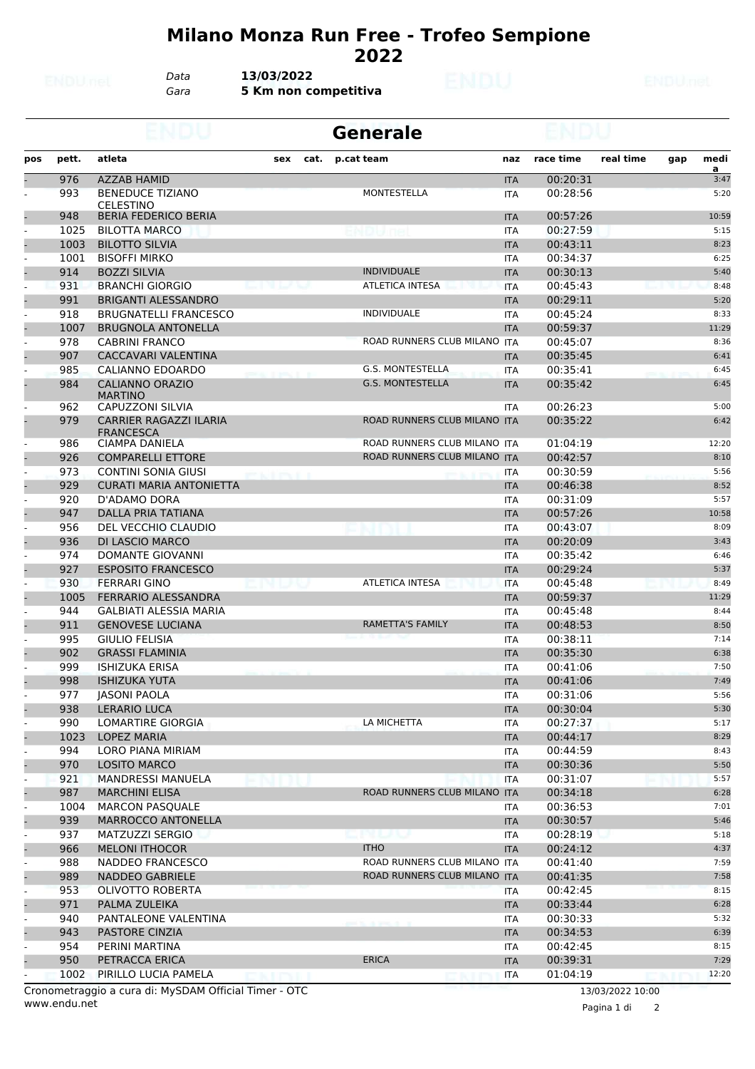# Milano Monza Run Free - Trofeo Sempione 2022

*Data* **13/03/2022**
*Gara* **5 Km non competitiva**

## Generale

| pos | pett. | atleta | sex | cat. | p.cat | team | naz | race time | real time | gap | media |
|---|---|---|---|---|---|---|---|---|---|---|---|
| - | 976 | AZZAB HAMID | | | | | ITA | 00:20:31 | | | 3:47 |
| - | 993 | BENEDUCE TIZIANO CELESTINO | | | | MONTESTELLA | ITA | 00:28:56 | | | 5:20 |
| - | 948 | BERIA FEDERICO BERIA | | | | | ITA | 00:57:26 | | | 10:59 |
| - | 1025 | BILOTTA MARCO | | | | | ITA | 00:27:59 | | | 5:15 |
| - | 1003 | BILOTTO SILVIA | | | | | ITA | 00:43:11 | | | 8:23 |
| - | 1001 | BISOFFI MIRKO | | | | | ITA | 00:34:37 | | | 6:25 |
| - | 914 | BOZZI SILVIA | | | | INDIVIDUALE | ITA | 00:30:13 | | | 5:40 |
| - | 931 | BRANCHI GIORGIO | | | | ATLETICA INTESA | ITA | 00:45:43 | | | 8:48 |
| - | 991 | BRIGANTI ALESSANDRO | | | | | ITA | 00:29:11 | | | 5:20 |
| - | 918 | BRUGNATELLI FRANCESCO | | | | INDIVIDUALE | ITA | 00:45:24 | | | 8:33 |
| - | 1007 | BRUGNOLA ANTONELLA | | | | | ITA | 00:59:37 | | | 11:29 |
| - | 978 | CABRINI FRANCO | | | | ROAD RUNNERS CLUB MILANO | ITA | 00:45:07 | | | 8:36 |
| - | 907 | CACCAVARI VALENTINA | | | | | ITA | 00:35:45 | | | 6:41 |
| - | 985 | CALIANNO EDOARDO | | | | G.S. MONTESTELLA | ITA | 00:35:41 | | | 6:45 |
| - | 984 | CALIANNO ORAZIO MARTINO | | | | G.S. MONTESTELLA | ITA | 00:35:42 | | | 6:45 |
| - | 962 | CAPUZZONI SILVIA | | | | | ITA | 00:26:23 | | | 5:00 |
| - | 979 | CARRIER RAGAZZI ILARIA FRANCESCA | | | | ROAD RUNNERS CLUB MILANO | ITA | 00:35:22 | | | 6:42 |
| - | 986 | CIAMPA DANIELA | | | | ROAD RUNNERS CLUB MILANO | ITA | 01:04:19 | | | 12:20 |
| - | 926 | COMPARELLI ETTORE | | | | ROAD RUNNERS CLUB MILANO | ITA | 00:42:57 | | | 8:10 |
| - | 973 | CONTINI SONIA GIUSI | | | | | ITA | 00:30:59 | | | 5:56 |
| - | 929 | CURATI MARIA ANTONIETTA | | | | | ITA | 00:46:38 | | | 8:52 |
| - | 920 | D'ADAMO DORA | | | | | ITA | 00:31:09 | | | 5:57 |
| - | 947 | DALLA PRIA TATIANA | | | | | ITA | 00:57:26 | | | 10:58 |
| - | 956 | DEL VECCHIO CLAUDIO | | | | | ITA | 00:43:07 | | | 8:09 |
| - | 936 | DI LASCIO MARCO | | | | | ITA | 00:20:09 | | | 3:43 |
| - | 974 | DOMANTE GIOVANNI | | | | | ITA | 00:35:42 | | | 6:46 |
| - | 927 | ESPOSITO FRANCESCO | | | | | ITA | 00:29:24 | | | 5:37 |
| - | 930 | FERRARI GINO | | | | ATLETICA INTESA | ITA | 00:45:48 | | | 8:49 |
| - | 1005 | FERRARIO ALESSANDRA | | | | | ITA | 00:59:37 | | | 11:29 |
| - | 944 | GALBIATI ALESSIA MARIA | | | | | ITA | 00:45:48 | | | 8:44 |
| - | 911 | GENOVESE LUCIANA | | | | RAMETTA'S FAMILY | ITA | 00:48:53 | | | 8:50 |
| - | 995 | GIULIO FELISIA | | | | | ITA | 00:38:11 | | | 7:14 |
| - | 902 | GRASSI FLAMINIA | | | | | ITA | 00:35:30 | | | 6:38 |
| - | 999 | ISHIZUKA ERISA | | | | | ITA | 00:41:06 | | | 7:50 |
| - | 998 | ISHIZUKA YUTA | | | | | ITA | 00:41:06 | | | 7:49 |
| - | 977 | JASONI PAOLA | | | | | ITA | 00:31:06 | | | 5:56 |
| - | 938 | LERARIO LUCA | | | | | ITA | 00:30:04 | | | 5:30 |
| - | 990 | LOMARTIRE GIORGIA | | | | LA MICHETTA | ITA | 00:27:37 | | | 5:17 |
| - | 1023 | LOPEZ MARIA | | | | | ITA | 00:44:17 | | | 8:29 |
| - | 994 | LORO PIANA MIRIAM | | | | | ITA | 00:44:59 | | | 8:43 |
| - | 970 | LOSITO MARCO | | | | | ITA | 00:30:36 | | | 5:50 |
| - | 921 | MANDRESSI MANUELA | | | | | ITA | 00:31:07 | | | 5:57 |
| - | 987 | MARCHINI ELISA | | | | ROAD RUNNERS CLUB MILANO | ITA | 00:34:18 | | | 6:28 |
| - | 1004 | MARCON PASQUALE | | | | | ITA | 00:36:53 | | | 7:01 |
| - | 939 | MARROCCO ANTONELLA | | | | | ITA | 00:30:57 | | | 5:46 |
| - | 937 | MATZUZZI SERGIO | | | | | ITA | 00:28:19 | | | 5:18 |
| - | 966 | MELONI ITHOCOR | | | | ITHO | ITA | 00:24:12 | | | 4:37 |
| - | 988 | NADDEO FRANCESCO | | | | ROAD RUNNERS CLUB MILANO | ITA | 00:41:40 | | | 7:59 |
| - | 989 | NADDEO GABRIELE | | | | ROAD RUNNERS CLUB MILANO | ITA | 00:41:35 | | | 7:58 |
| - | 953 | OLIVOTTO ROBERTA | | | | | ITA | 00:42:45 | | | 8:15 |
| - | 971 | PALMA ZULEIKA | | | | | ITA | 00:33:44 | | | 6:28 |
| - | 940 | PANTALEONE VALENTINA | | | | | ITA | 00:30:33 | | | 5:32 |
| - | 943 | PASTORE CINZIA | | | | | ITA | 00:34:53 | | | 6:39 |
| - | 954 | PERINI MARTINA | | | | | ITA | 00:42:45 | | | 8:15 |
| - | 950 | PETRACCA ERICA | | | | ERICA | ITA | 00:39:31 | | | 7:29 |
| - | 1002 | PIRILLO LUCIA PAMELA | | | | | ITA | 01:04:19 | | | 12:20 |

Cronometraggio a cura di: MySDAM Official Timer - OTC
www.endu.net

13/03/2022 10:00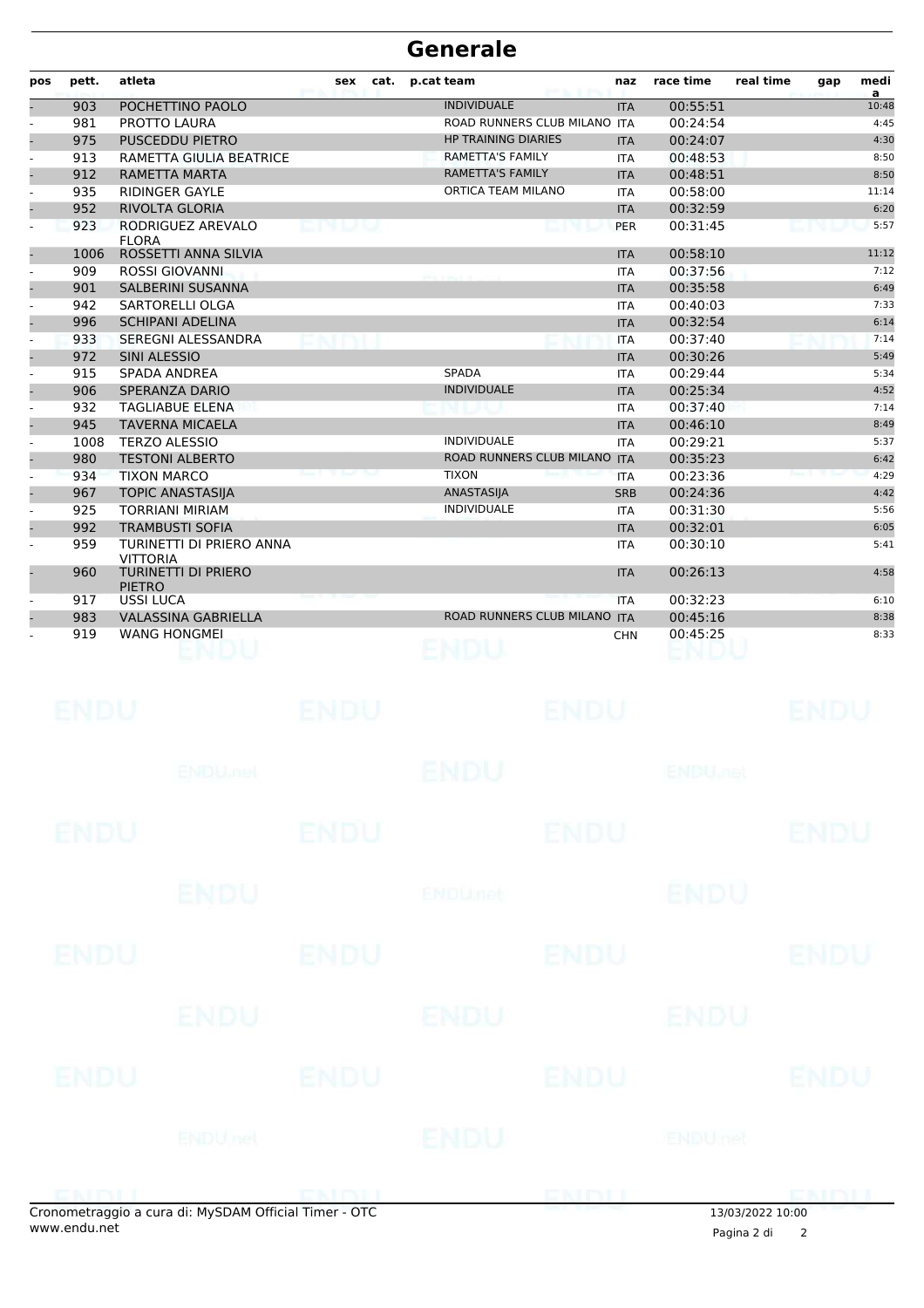## Generale

| pos | pett. | atleta | sex | cat. | p.cat | team | naz | race time | real time | gap | media |
|---|---|---|---|---|---|---|---|---|---|---|---|
| - | 903 | POCHETTINO PAOLO | | | | INDIVIDUALE | ITA | 00:55:51 | | | 10:48 |
| - | 981 | PROTTO LAURA | | | | ROAD RUNNERS CLUB MILANO | ITA | 00:24:54 | | | 4:45 |
| - | 975 | PUSCEDDU PIETRO | | | | HP TRAINING DIARIES | ITA | 00:24:07 | | | 4:30 |
| - | 913 | RAMETTA GIULIA BEATRICE | | | | RAMETTA'S FAMILY | ITA | 00:48:53 | | | 8:50 |
| - | 912 | RAMETTA MARTA | | | | RAMETTA'S FAMILY | ITA | 00:48:51 | | | 8:50 |
| - | 935 | RIDINGER GAYLE | | | | ORTICA TEAM MILANO | ITA | 00:58:00 | | | 11:14 |
| - | 952 | RIVOLTA GLORIA | | | | | ITA | 00:32:59 | | | 6:20 |
| - | 923 | RODRIGUEZ AREVALO FLORA | | | | | PER | 00:31:45 | | | 5:57 |
| - | 1006 | ROSSETTI ANNA SILVIA | | | | | ITA | 00:58:10 | | | 11:12 |
| - | 909 | ROSSI GIOVANNI | | | | | ITA | 00:37:56 | | | 7:12 |
| - | 901 | SALBERINI SUSANNA | | | | | ITA | 00:35:58 | | | 6:49 |
| - | 942 | SARTORELLI OLGA | | | | | ITA | 00:40:03 | | | 7:33 |
| - | 996 | SCHIPANI ADELINA | | | | | ITA | 00:32:54 | | | 6:14 |
| - | 933 | SEREGNI ALESSANDRA | | | | | ITA | 00:37:40 | | | 7:14 |
| - | 972 | SINI ALESSIO | | | | | ITA | 00:30:26 | | | 5:49 |
| - | 915 | SPADA ANDREA | | | | SPADA | ITA | 00:29:44 | | | 5:34 |
| - | 906 | SPERANZA DARIO | | | | INDIVIDUALE | ITA | 00:25:34 | | | 4:52 |
| - | 932 | TAGLIABUE ELENA | | | | | ITA | 00:37:40 | | | 7:14 |
| - | 945 | TAVERNA MICAELA | | | | | ITA | 00:46:10 | | | 8:49 |
| - | 1008 | TERZO ALESSIO | | | | INDIVIDUALE | ITA | 00:29:21 | | | 5:37 |
| - | 980 | TESTONI ALBERTO | | | | ROAD RUNNERS CLUB MILANO | ITA | 00:35:23 | | | 6:42 |
| - | 934 | TIXON MARCO | | | | TIXON | ITA | 00:23:36 | | | 4:29 |
| - | 967 | TOPIC ANASTASIJA | | | | ANASTASIJA | SRB | 00:24:36 | | | 4:42 |
| - | 925 | TORRIANI MIRIAM | | | | INDIVIDUALE | ITA | 00:31:30 | | | 5:56 |
| - | 992 | TRAMBUSTI SOFIA | | | | | ITA | 00:32:01 | | | 6:05 |
| - | 959 | TURINETTI DI PRIERO ANNA VITTORIA | | | | | ITA | 00:30:10 | | | 5:41 |
| - | 960 | TURINETTI DI PRIERO PIETRO | | | | | ITA | 00:26:13 | | | 4:58 |
| - | 917 | USSI LUCA | | | | | ITA | 00:32:23 | | | 6:10 |
| - | 983 | VALASSINA GABRIELLA | | | | ROAD RUNNERS CLUB MILANO | ITA | 00:45:16 | | | 8:38 |
| - | 919 | WANG HONGMEI | | | | | CHN | 00:45:25 | | | 8:33 |

Cronometraggio a cura di: MySDAM Official Timer - OTC
www.endu.net

13/03/2022 10:00